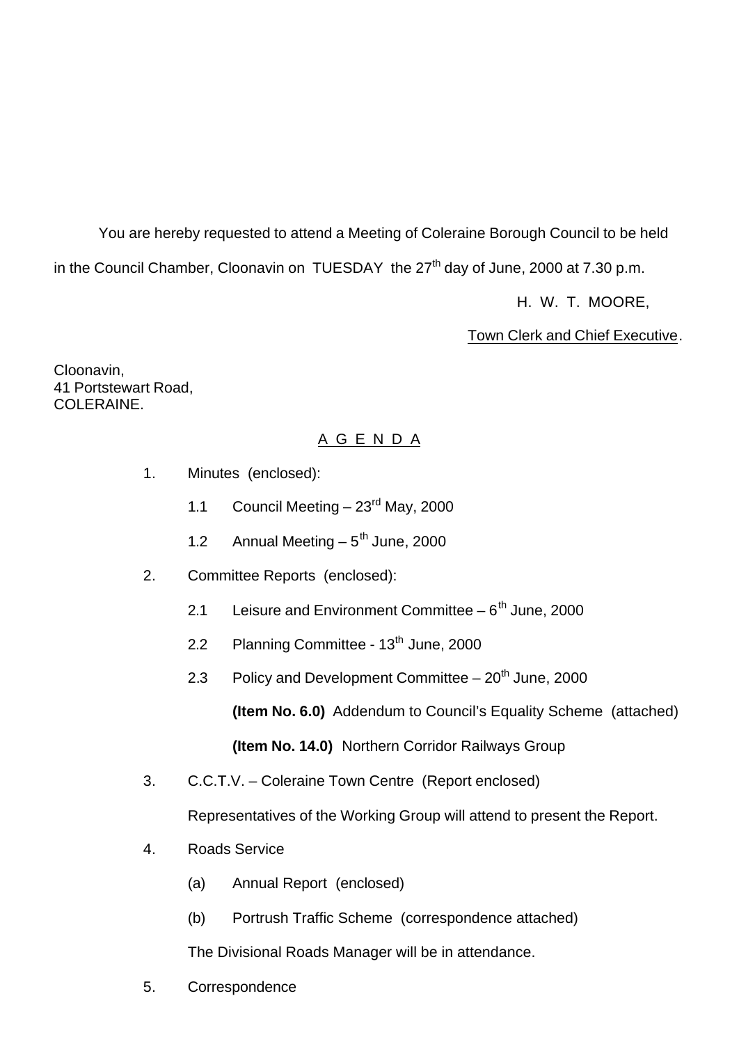You are hereby requested to attend a Meeting of Coleraine Borough Council to be held in the Council Chamber, Cloonavin on TUESDAY the 27th day of June, 2000 at 7.30 p.m.

H. W. T. MOORE,

Town Clerk and Chief Executive.

Cloonavin,
41 Portstewart Road,
COLERAINE.

## A G E N D A

1. Minutes (enclosed):

   1.1 Council Meeting – 23rd May, 2000

   1.2 Annual Meeting – 5th June, 2000

2. Committee Reports (enclosed):

   2.1 Leisure and Environment Committee – 6th June, 2000

   2.2 Planning Committee - 13th June, 2000

   2.3 Policy and Development Committee – 20th June, 2000

   **(Item No. 6.0)** Addendum to Council's Equality Scheme (attached)

   **(Item No. 14.0)** Northern Corridor Railways Group

3. C.C.T.V. – Coleraine Town Centre (Report enclosed)

   Representatives of the Working Group will attend to present the Report.

4. Roads Service

   (a) Annual Report (enclosed)

   (b) Portrush Traffic Scheme (correspondence attached)

   The Divisional Roads Manager will be in attendance.

5. Correspondence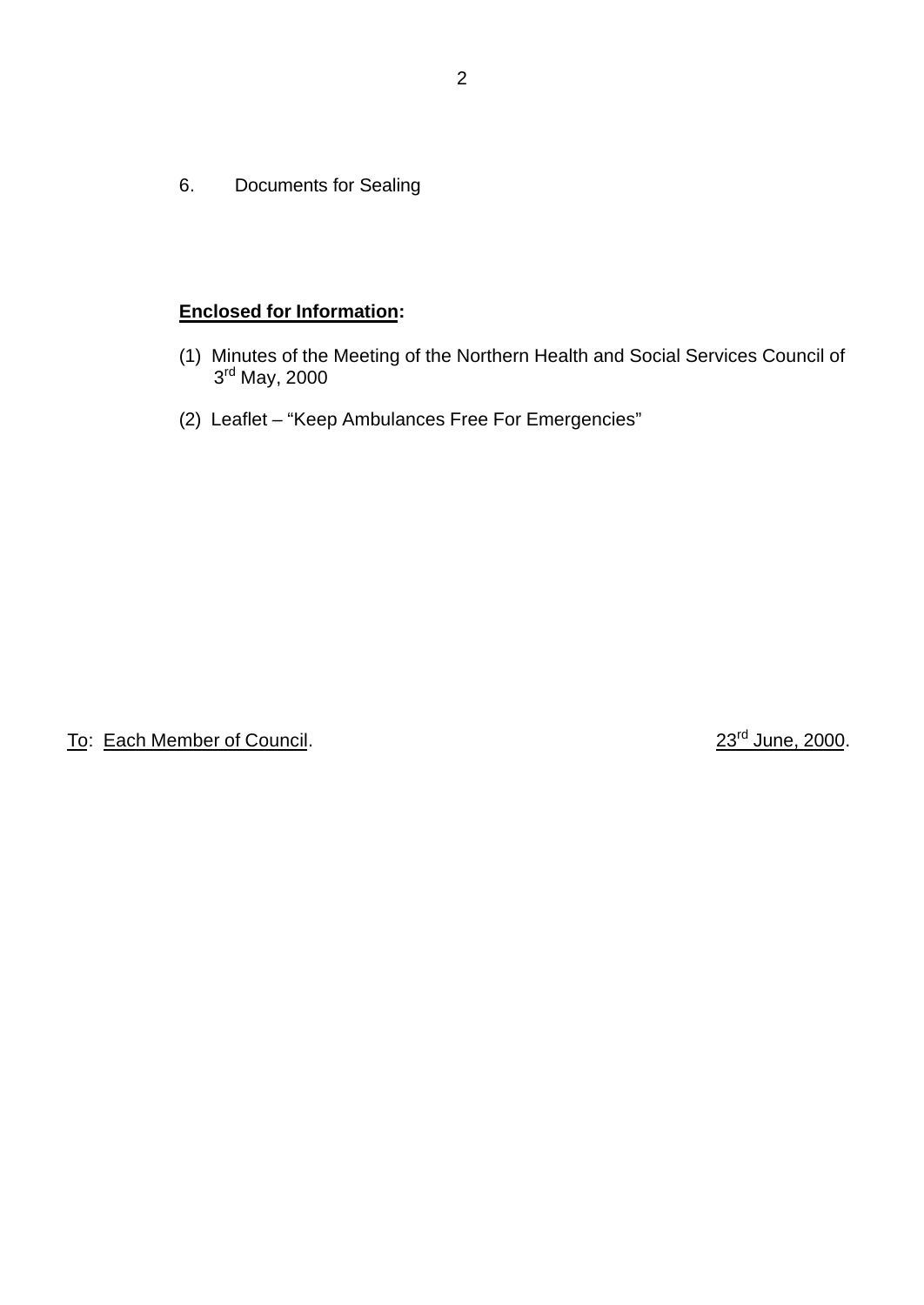6. Documents for Sealing

**<u>Enclosed for Information</u>:**

(1) Minutes of the Meeting of the Northern Health and Social Services Council of 3rd May, 2000

(2) Leaflet – "Keep Ambulances Free For Emergencies"

<u>To</u>: <u>Each Member of Council</u>. <u>23rd June, 2000</u>.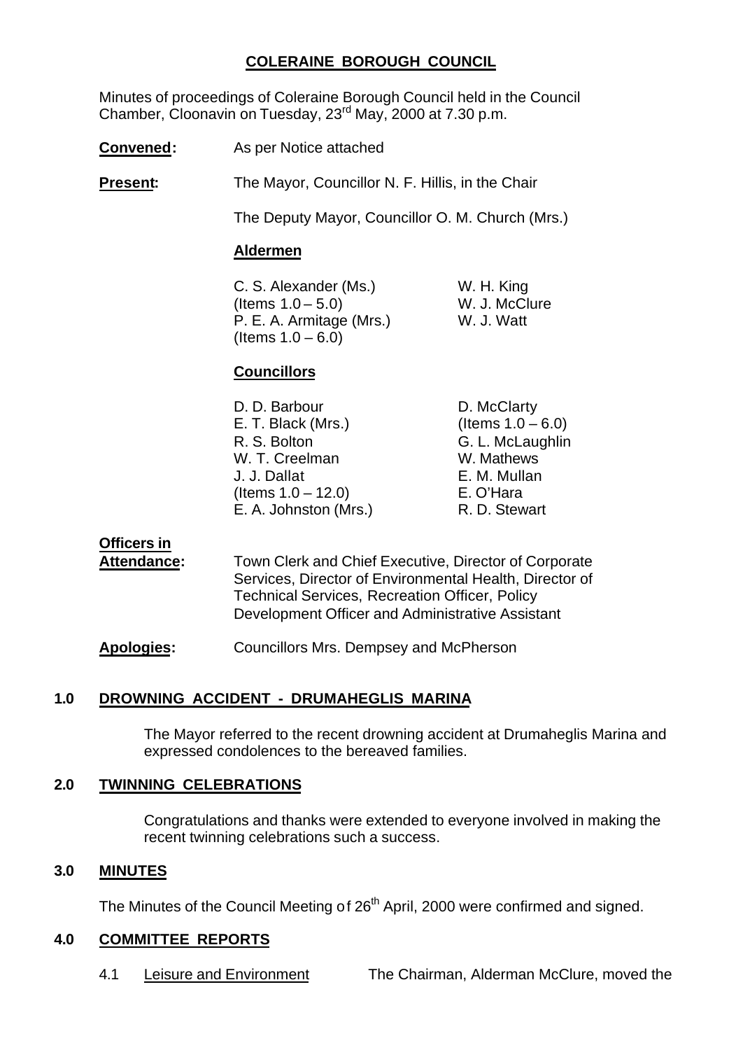# COLERAINE BOROUGH COUNCIL

Minutes of proceedings of Coleraine Borough Council held in the Council Chamber, Cloonavin on Tuesday, 23rd May, 2000 at 7.30 p.m.

**Convened:** As per Notice attached

**Present:** The Mayor, Councillor N. F. Hillis, in the Chair

The Deputy Mayor, Councillor O. M. Church (Mrs.)

**Aldermen**

C. S. Alexander (Ms.) (Items 1.0 – 5.0)
P. E. A. Armitage (Mrs.) (Items 1.0 – 6.0)
W. H. King
W. J. McClure
W. J. Watt

**Councillors**

D. D. Barbour
E. T. Black (Mrs.)
R. S. Bolton
W. T. Creelman
J. J. Dallat (Items 1.0 – 12.0)
E. A. Johnston (Mrs.)
D. McClarty (Items 1.0 – 6.0)
G. L. McLaughlin
W. Mathews
E. M. Mullan
E. O'Hara
R. D. Stewart

**Officers in Attendance:** Town Clerk and Chief Executive, Director of Corporate Services, Director of Environmental Health, Director of Technical Services, Recreation Officer, Policy Development Officer and Administrative Assistant

**Apologies:** Councillors Mrs. Dempsey and McPherson

## 1.0 DROWNING ACCIDENT - DRUMAHEGLIS MARINA

The Mayor referred to the recent drowning accident at Drumaheglis Marina and expressed condolences to the bereaved families.

## 2.0 TWINNING CELEBRATIONS

Congratulations and thanks were extended to everyone involved in making the recent twinning celebrations such a success.

## 3.0 MINUTES

The Minutes of the Council Meeting of 26th April, 2000 were confirmed and signed.

## 4.0 COMMITTEE REPORTS

4.1 Leisure and Environment The Chairman, Alderman McClure, moved the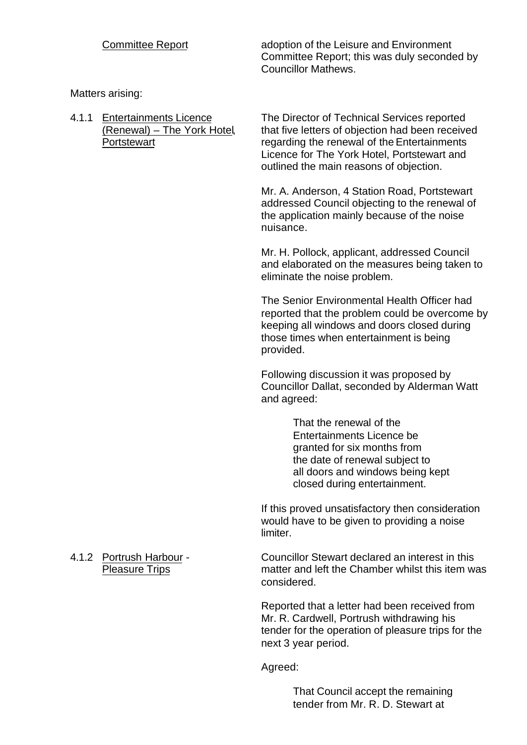<u>Committee Report</u> adoption of the Leisure and Environment Committee Report; this was duly seconded by Councillor Mathews.

Matters arising:

4.1.1 <u>Entertainments Licence (Renewal) – The York Hotel, Portstewart</u>

The Director of Technical Services reported that five letters of objection had been received regarding the renewal of the Entertainments Licence for The York Hotel, Portstewart and outlined the main reasons of objection.

Mr. A. Anderson, 4 Station Road, Portstewart addressed Council objecting to the renewal of the application mainly because of the noise nuisance.

Mr. H. Pollock, applicant, addressed Council and elaborated on the measures being taken to eliminate the noise problem.

The Senior Environmental Health Officer had reported that the problem could be overcome by keeping all windows and doors closed during those times when entertainment is being provided.

Following discussion it was proposed by Councillor Dallat, seconded by Alderman Watt and agreed:

> That the renewal of the Entertainments Licence be granted for six months from the date of renewal subject to all doors and windows being kept closed during entertainment.

If this proved unsatisfactory then consideration would have to be given to providing a noise limiter.

4.1.2 <u>Portrush Harbour</u> - <u>Pleasure Trips</u>

Councillor Stewart declared an interest in this matter and left the Chamber whilst this item was considered.

Reported that a letter had been received from Mr. R. Cardwell, Portrush withdrawing his tender for the operation of pleasure trips for the next 3 year period.

Agreed:

> That Council accept the remaining tender from Mr. R. D. Stewart at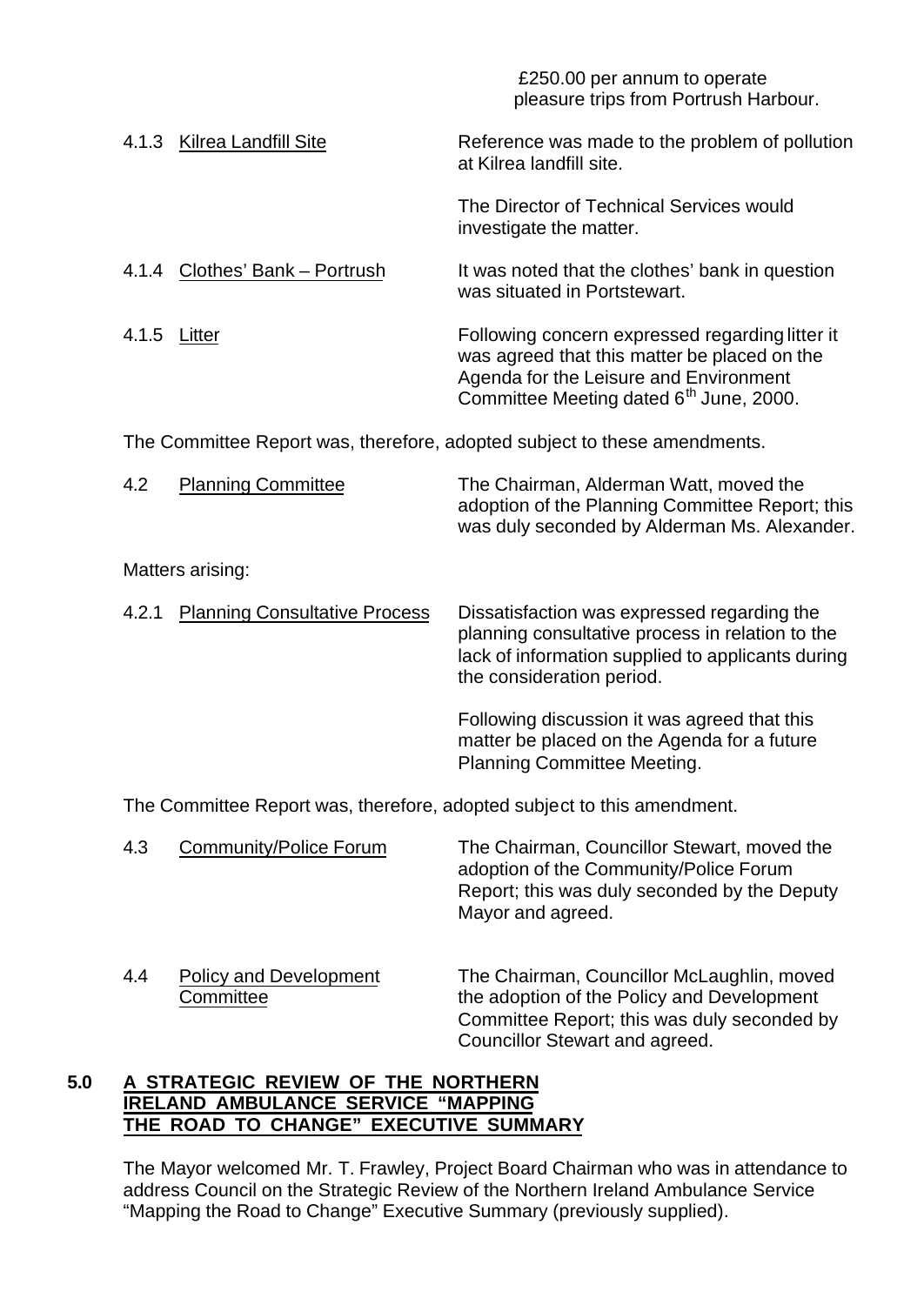£250.00 per annum to operate pleasure trips from Portrush Harbour.

4.1.3 Kilrea Landfill Site — Reference was made to the problem of pollution at Kilrea landfill site.

The Director of Technical Services would investigate the matter.

4.1.4 Clothes' Bank – Portrush — It was noted that the clothes' bank in question was situated in Portstewart.

4.1.5 Litter — Following concern expressed regarding litter it was agreed that this matter be placed on the Agenda for the Leisure and Environment Committee Meeting dated 6th June, 2000.

The Committee Report was, therefore, adopted subject to these amendments.

4.2 Planning Committee — The Chairman, Alderman Watt, moved the adoption of the Planning Committee Report; this was duly seconded by Alderman Ms. Alexander.

Matters arising:

4.2.1 Planning Consultative Process — Dissatisfaction was expressed regarding the planning consultative process in relation to the lack of information supplied to applicants during the consideration period.

Following discussion it was agreed that this matter be placed on the Agenda for a future Planning Committee Meeting.

The Committee Report was, therefore, adopted subject to this amendment.

4.3 Community/Police Forum — The Chairman, Councillor Stewart, moved the adoption of the Community/Police Forum Report; this was duly seconded by the Deputy Mayor and agreed.

4.4 Policy and Development Committee — The Chairman, Councillor McLaughlin, moved the adoption of the Policy and Development Committee Report; this was duly seconded by Councillor Stewart and agreed.

## 5.0 A STRATEGIC REVIEW OF THE NORTHERN IRELAND AMBULANCE SERVICE "MAPPING THE ROAD TO CHANGE" EXECUTIVE SUMMARY

The Mayor welcomed Mr. T. Frawley, Project Board Chairman who was in attendance to address Council on the Strategic Review of the Northern Ireland Ambulance Service "Mapping the Road to Change" Executive Summary (previously supplied).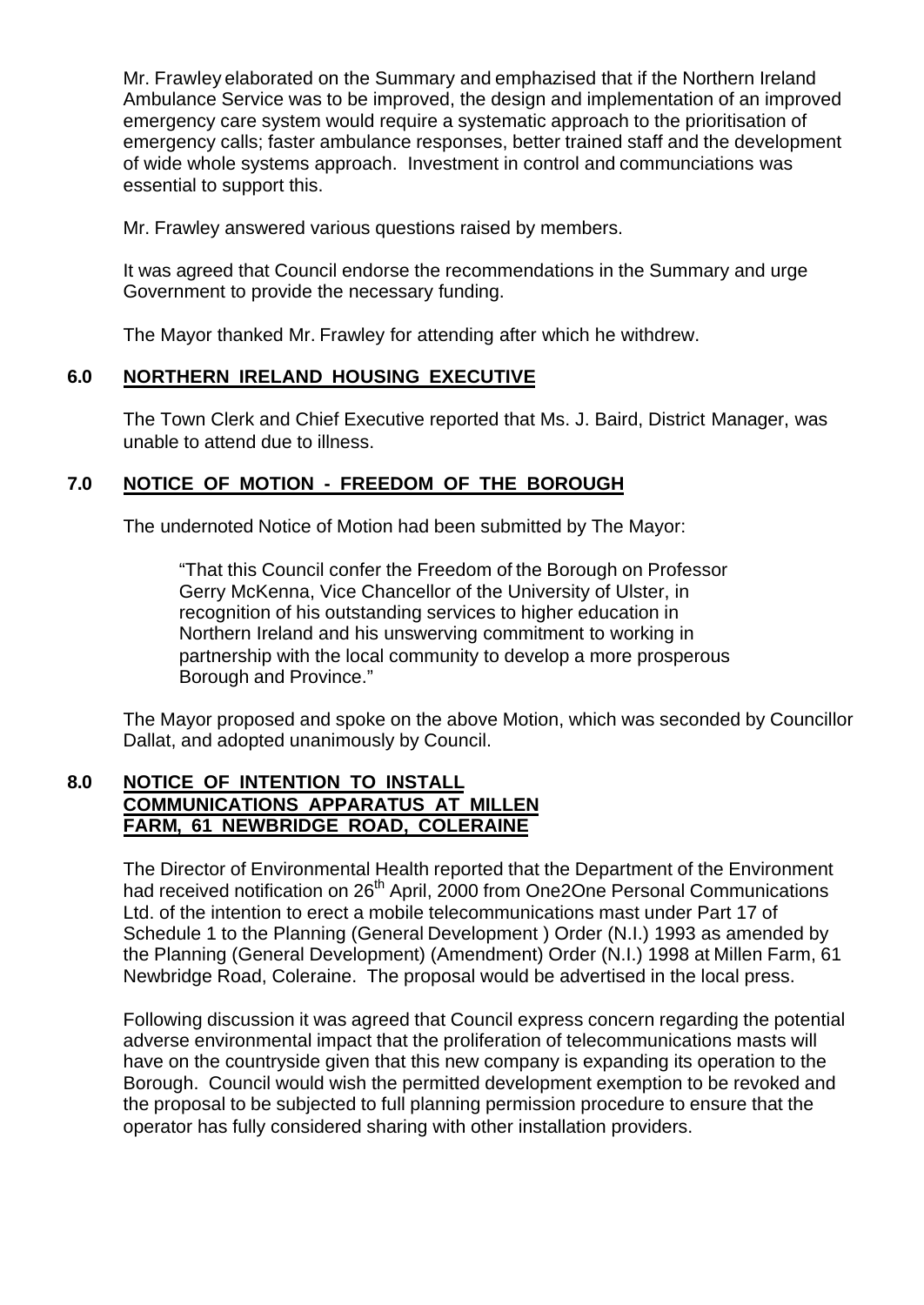Mr. Frawley elaborated on the Summary and emphasized that if the Northern Ireland Ambulance Service was to be improved, the design and implementation of an improved emergency care system would require a systematic approach to the prioritisation of emergency calls; faster ambulance responses, better trained staff and the development of wide whole systems approach. Investment in control and communciations was essential to support this.

Mr. Frawley answered various questions raised by members.

It was agreed that Council endorse the recommendations in the Summary and urge Government to provide the necessary funding.

The Mayor thanked Mr. Frawley for attending after which he withdrew.

## 6.0 NORTHERN IRELAND HOUSING EXECUTIVE

The Town Clerk and Chief Executive reported that Ms. J. Baird, District Manager, was unable to attend due to illness.

## 7.0 NOTICE OF MOTION - FREEDOM OF THE BOROUGH

The undernoted Notice of Motion had been submitted by The Mayor:

> "That this Council confer the Freedom of the Borough on Professor Gerry McKenna, Vice Chancellor of the University of Ulster, in recognition of his outstanding services to higher education in Northern Ireland and his unswerving commitment to working in partnership with the local community to develop a more prosperous Borough and Province."

The Mayor proposed and spoke on the above Motion, which was seconded by Councillor Dallat, and adopted unanimously by Council.

## 8.0 NOTICE OF INTENTION TO INSTALL COMMUNICATIONS APPARATUS AT MILLEN FARM, 61 NEWBRIDGE ROAD, COLERAINE

The Director of Environmental Health reported that the Department of the Environment had received notification on 26th April, 2000 from One2One Personal Communications Ltd. of the intention to erect a mobile telecommunications mast under Part 17 of Schedule 1 to the Planning (General Development ) Order (N.I.) 1993 as amended by the Planning (General Development) (Amendment) Order (N.I.) 1998 at Millen Farm, 61 Newbridge Road, Coleraine. The proposal would be advertised in the local press.

Following discussion it was agreed that Council express concern regarding the potential adverse environmental impact that the proliferation of telecommunications masts will have on the countryside given that this new company is expanding its operation to the Borough. Council would wish the permitted development exemption to be revoked and the proposal to be subjected to full planning permission procedure to ensure that the operator has fully considered sharing with other installation providers.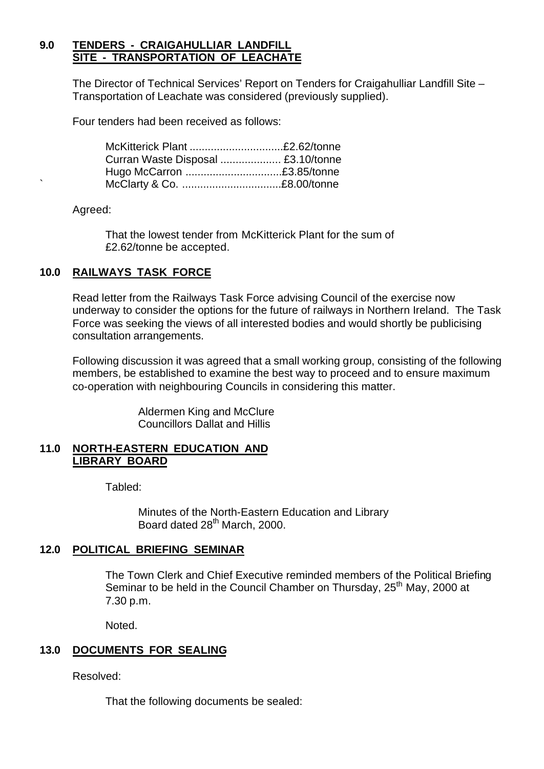## 9.0 TENDERS - CRAIGAHULLIAR LANDFILL SITE - TRANSPORTATION OF LEACHATE

The Director of Technical Services' Report on Tenders for Craigahulliar Landfill Site – Transportation of Leachate was considered (previously supplied).

Four tenders had been received as follows:

McKitterick Plant ..............................£2.62/tonne
Curran Waste Disposal .................... £3.10/tonne
Hugo McCarron ................................£3.85/tonne
McClarty & Co. .................................£8.00/tonne

Agreed:

That the lowest tender from McKitterick Plant for the sum of £2.62/tonne be accepted.

## 10.0 RAILWAYS TASK FORCE

Read letter from the Railways Task Force advising Council of the exercise now underway to consider the options for the future of railways in Northern Ireland. The Task Force was seeking the views of all interested bodies and would shortly be publicising consultation arrangements.

Following discussion it was agreed that a small working group, consisting of the following members, be established to examine the best way to proceed and to ensure maximum co-operation with neighbouring Councils in considering this matter.

Aldermen King and McClure
Councillors Dallat and Hillis

## 11.0 NORTH-EASTERN EDUCATION AND LIBRARY BOARD

Tabled:

Minutes of the North-Eastern Education and Library Board dated 28th March, 2000.

## 12.0 POLITICAL BRIEFING SEMINAR

The Town Clerk and Chief Executive reminded members of the Political Briefing Seminar to be held in the Council Chamber on Thursday, 25th May, 2000 at 7.30 p.m.

Noted.

## 13.0 DOCUMENTS FOR SEALING

Resolved:

That the following documents be sealed: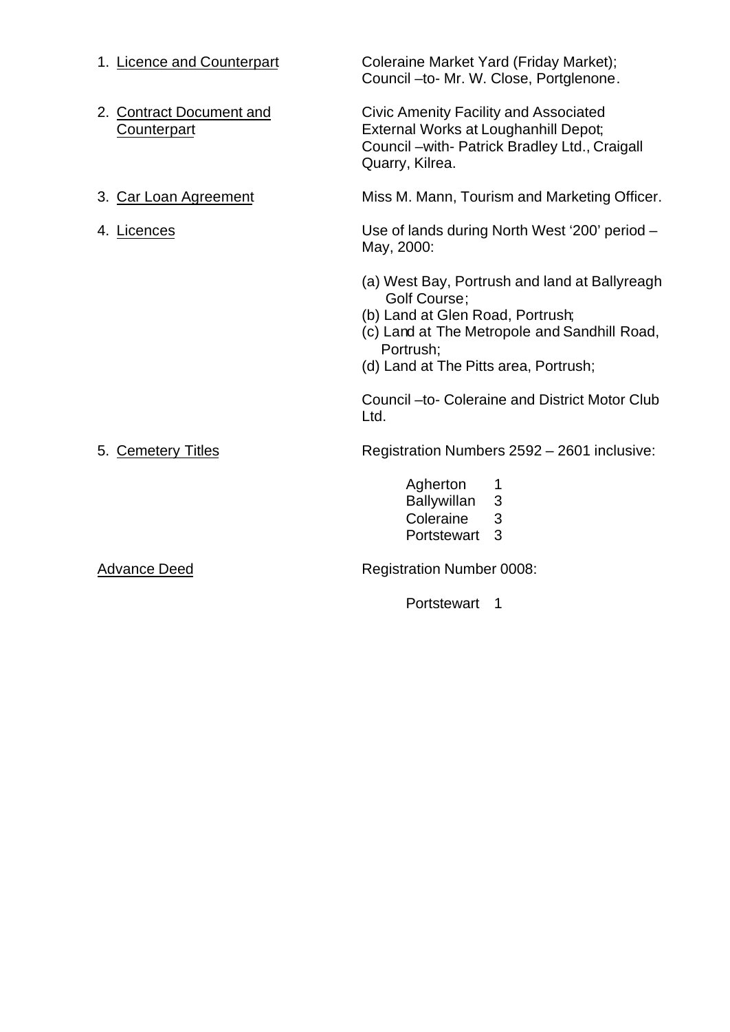1. <u>Licence and Counterpart</u> — Coleraine Market Yard (Friday Market); Council –to- Mr. W. Close, Portglenone.

2. <u>Contract Document and Counterpart</u> — Civic Amenity Facility and Associated External Works at Loughanhill Depot; Council –with- Patrick Bradley Ltd., Craigall Quarry, Kilrea.

3. <u>Car Loan Agreement</u> — Miss M. Mann, Tourism and Marketing Officer.

4. <u>Licences</u> — Use of lands during North West '200' period – May, 2000:

   (a) West Bay, Portrush and land at Ballyreagh Golf Course;
   (b) Land at Glen Road, Portrush;
   (c) Land at The Metropole and Sandhill Road, Portrush;
   (d) Land at The Pitts area, Portrush;

   Council –to- Coleraine and District Motor Club Ltd.

5. <u>Cemetery Titles</u> — Registration Numbers 2592 – 2601 inclusive:

| | |
|---|---|
| Agherton | 1 |
| Ballywillan | 3 |
| Coleraine | 3 |
| Portstewart | 3 |

<u>Advance Deed</u> — Registration Number 0008:

| | |
|---|---|
| Portstewart | 1 |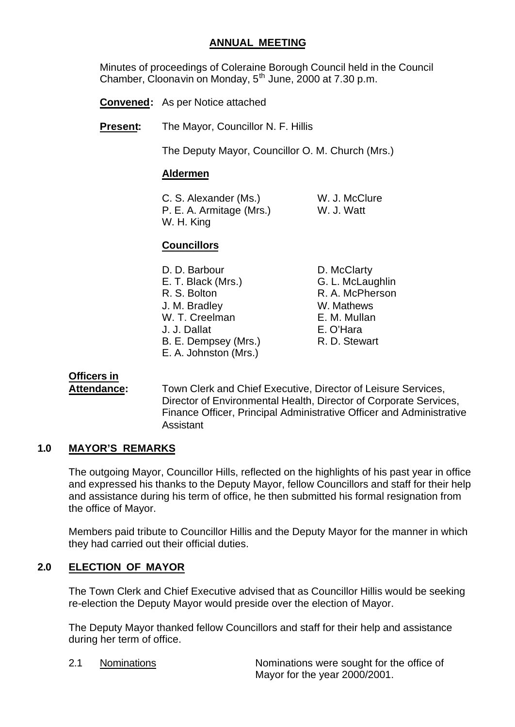# ANNUAL MEETING

Minutes of proceedings of Coleraine Borough Council held in the Council Chamber, Cloonavin on Monday, 5th June, 2000 at 7.30 p.m.

**Convened:** As per Notice attached

**Present:** The Mayor, Councillor N. F. Hillis

The Deputy Mayor, Councillor O. M. Church (Mrs.)

**Aldermen**

C. S. Alexander (Ms.)
P. E. A. Armitage (Mrs.)
W. H. King
W. J. McClure
W. J. Watt

**Councillors**

D. D. Barbour
E. T. Black (Mrs.)
R. S. Bolton
J. M. Bradley
W. T. Creelman
J. J. Dallat
B. E. Dempsey (Mrs.)
E. A. Johnston (Mrs.)
D. McClarty
G. L. McLaughlin
R. A. McPherson
W. Mathews
E. M. Mullan
E. O'Hara
R. D. Stewart

**Officers in Attendance:** Town Clerk and Chief Executive, Director of Leisure Services, Director of Environmental Health, Director of Corporate Services, Finance Officer, Principal Administrative Officer and Administrative Assistant

## 1.0 MAYOR'S REMARKS

The outgoing Mayor, Councillor Hills, reflected on the highlights of his past year in office and expressed his thanks to the Deputy Mayor, fellow Councillors and staff for their help and assistance during his term of office, he then submitted his formal resignation from the office of Mayor.

Members paid tribute to Councillor Hillis and the Deputy Mayor for the manner in which they had carried out their official duties.

## 2.0 ELECTION OF MAYOR

The Town Clerk and Chief Executive advised that as Councillor Hillis would be seeking re-election the Deputy Mayor would preside over the election of Mayor.

The Deputy Mayor thanked fellow Councillors and staff for their help and assistance during her term of office.

2.1 Nominations — Nominations were sought for the office of Mayor for the year 2000/2001.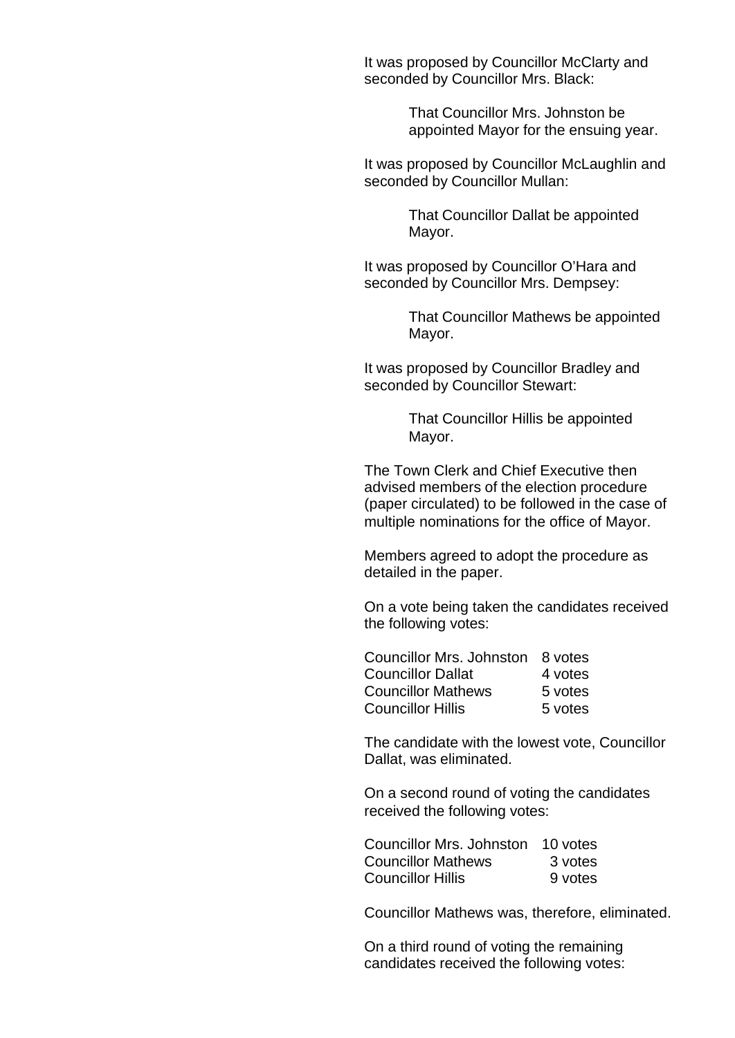It was proposed by Councillor McClarty and seconded by Councillor Mrs. Black:

> That Councillor Mrs. Johnston be appointed Mayor for the ensuing year.

It was proposed by Councillor McLaughlin and seconded by Councillor Mullan:

> That Councillor Dallat be appointed Mayor.

It was proposed by Councillor O'Hara and seconded by Councillor Mrs. Dempsey:

> That Councillor Mathews be appointed Mayor.

It was proposed by Councillor Bradley and seconded by Councillor Stewart:

> That Councillor Hillis be appointed Mayor.

The Town Clerk and Chief Executive then advised members of the election procedure (paper circulated) to be followed in the case of multiple nominations for the office of Mayor.

Members agreed to adopt the procedure as detailed in the paper.

On a vote being taken the candidates received the following votes:

| | |
|---|---|
| Councillor Mrs. Johnston | 8 votes |
| Councillor Dallat | 4 votes |
| Councillor Mathews | 5 votes |
| Councillor Hillis | 5 votes |

The candidate with the lowest vote, Councillor Dallat, was eliminated.

On a second round of voting the candidates received the following votes:

| | |
|---|---|
| Councillor Mrs. Johnston | 10 votes |
| Councillor Mathews | 3 votes |
| Councillor Hillis | 9 votes |

Councillor Mathews was, therefore, eliminated.

On a third round of voting the remaining candidates received the following votes: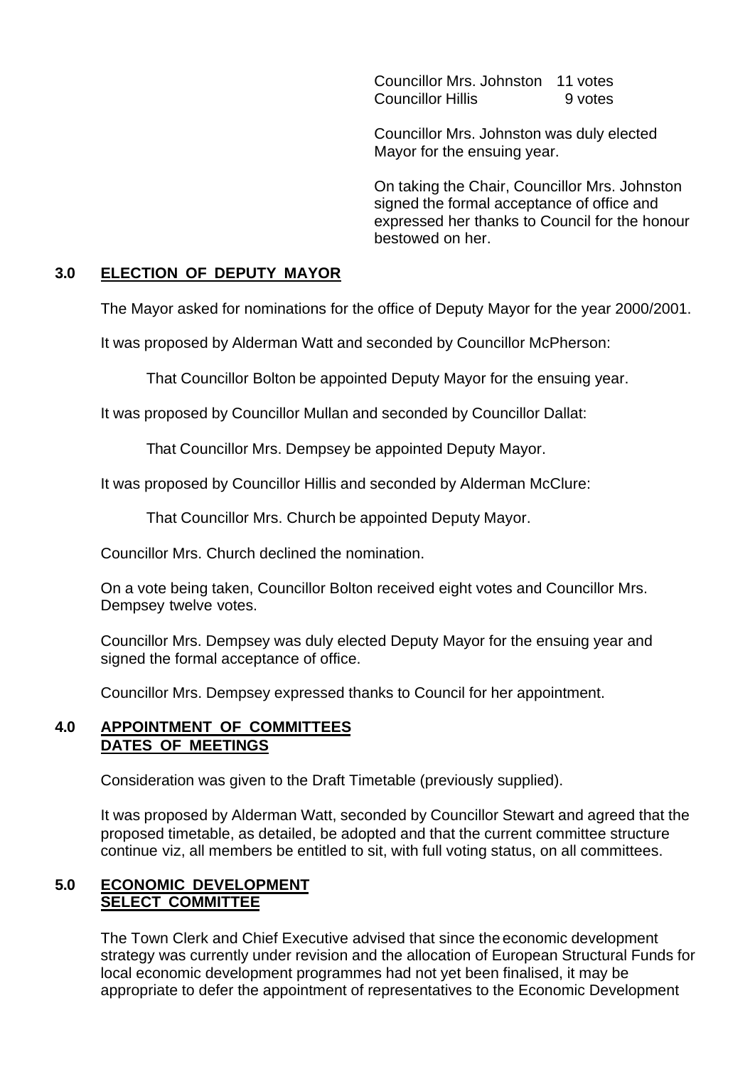| | |
|---|---|
| Councillor Mrs. Johnston | 11 votes |
| Councillor Hillis | 9 votes |

Councillor Mrs. Johnston was duly elected Mayor for the ensuing year.

On taking the Chair, Councillor Mrs. Johnston signed the formal acceptance of office and expressed her thanks to Council for the honour bestowed on her.

## 3.0 ELECTION OF DEPUTY MAYOR

The Mayor asked for nominations for the office of Deputy Mayor for the year 2000/2001.

It was proposed by Alderman Watt and seconded by Councillor McPherson:

> That Councillor Bolton be appointed Deputy Mayor for the ensuing year.

It was proposed by Councillor Mullan and seconded by Councillor Dallat:

> That Councillor Mrs. Dempsey be appointed Deputy Mayor.

It was proposed by Councillor Hillis and seconded by Alderman McClure:

> That Councillor Mrs. Church be appointed Deputy Mayor.

Councillor Mrs. Church declined the nomination.

On a vote being taken, Councillor Bolton received eight votes and Councillor Mrs. Dempsey twelve votes.

Councillor Mrs. Dempsey was duly elected Deputy Mayor for the ensuing year and signed the formal acceptance of office.

Councillor Mrs. Dempsey expressed thanks to Council for her appointment.

## 4.0 APPOINTMENT OF COMMITTEES DATES OF MEETINGS

Consideration was given to the Draft Timetable (previously supplied).

It was proposed by Alderman Watt, seconded by Councillor Stewart and agreed that the proposed timetable, as detailed, be adopted and that the current committee structure continue viz, all members be entitled to sit, with full voting status, on all committees.

## 5.0 ECONOMIC DEVELOPMENT SELECT COMMITTEE

The Town Clerk and Chief Executive advised that since the economic development strategy was currently under revision and the allocation of European Structural Funds for local economic development programmes had not yet been finalised, it may be appropriate to defer the appointment of representatives to the Economic Development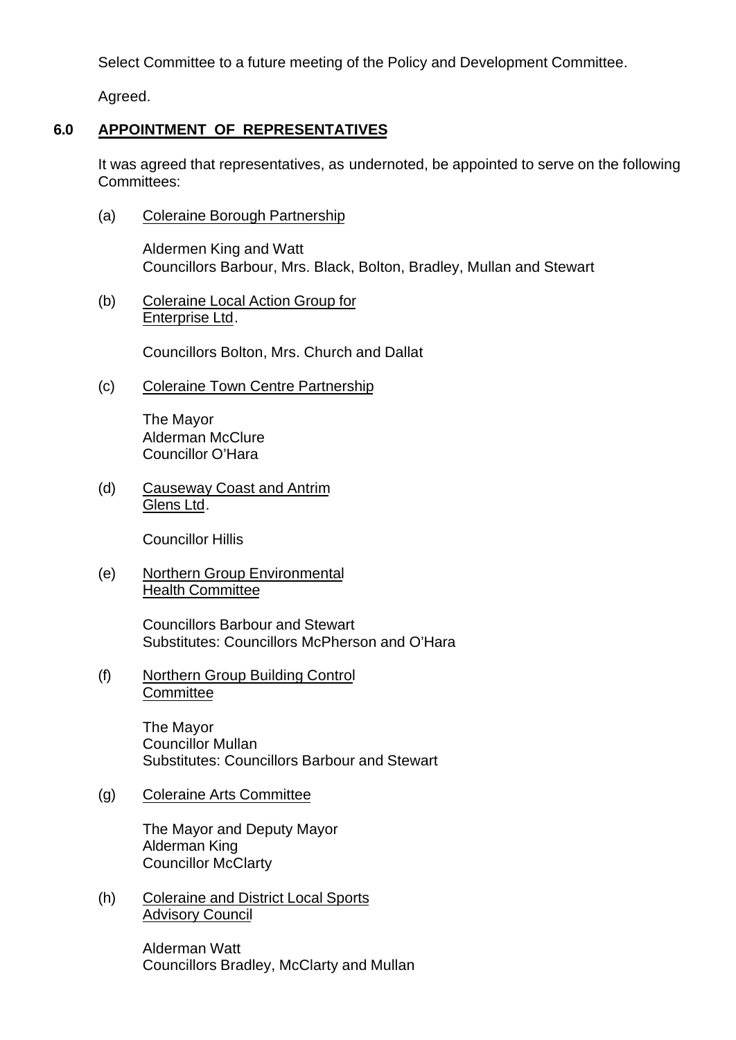Select Committee to a future meeting of the Policy and Development Committee.

Agreed.

## 6.0 APPOINTMENT OF REPRESENTATIVES

It was agreed that representatives, as undernoted, be appointed to serve on the following Committees:

(a) Coleraine Borough Partnership

Aldermen King and Watt
Councillors Barbour, Mrs. Black, Bolton, Bradley, Mullan and Stewart

(b) Coleraine Local Action Group for Enterprise Ltd.

Councillors Bolton, Mrs. Church and Dallat

(c) Coleraine Town Centre Partnership

The Mayor
Alderman McClure
Councillor O'Hara

(d) Causeway Coast and Antrim Glens Ltd.

Councillor Hillis

(e) Northern Group Environmental Health Committee

Councillors Barbour and Stewart
Substitutes: Councillors McPherson and O'Hara

(f) Northern Group Building Control Committee

The Mayor
Councillor Mullan
Substitutes: Councillors Barbour and Stewart

(g) Coleraine Arts Committee

The Mayor and Deputy Mayor
Alderman King
Councillor McClarty

(h) Coleraine and District Local Sports Advisory Council

Alderman Watt
Councillors Bradley, McClarty and Mullan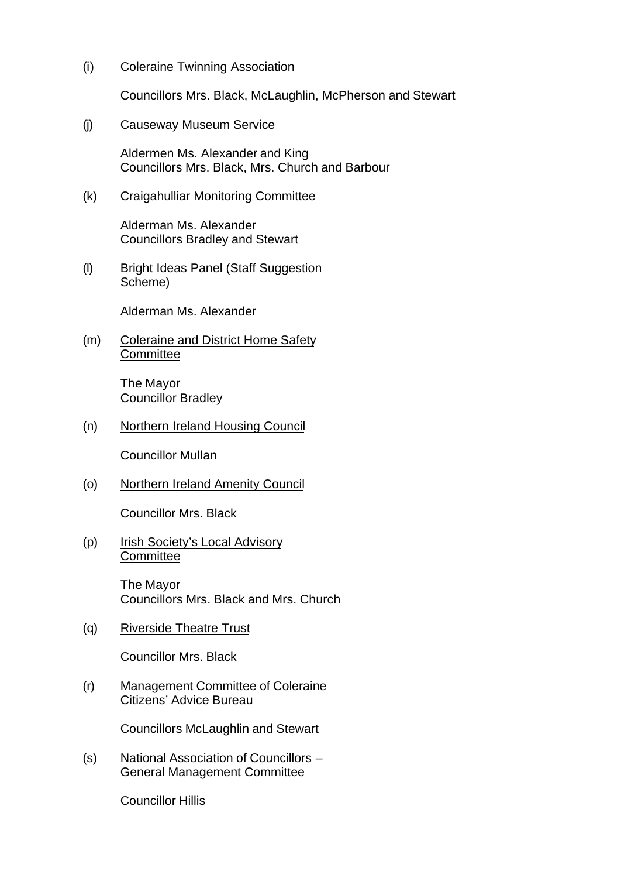(i) Coleraine Twinning Association

Councillors Mrs. Black, McLaughlin, McPherson and Stewart

(j) Causeway Museum Service

Aldermen Ms. Alexander and King
Councillors Mrs. Black, Mrs. Church and Barbour

(k) Craigahulliar Monitoring Committee

Alderman Ms. Alexander
Councillors Bradley and Stewart

(l) Bright Ideas Panel (Staff Suggestion Scheme)

Alderman Ms. Alexander

(m) Coleraine and District Home Safety Committee

The Mayor
Councillor Bradley

(n) Northern Ireland Housing Council

Councillor Mullan

(o) Northern Ireland Amenity Council

Councillor Mrs. Black

(p) Irish Society's Local Advisory Committee

The Mayor
Councillors Mrs. Black and Mrs. Church

(q) Riverside Theatre Trust

Councillor Mrs. Black

(r) Management Committee of Coleraine Citizens' Advice Bureau

Councillors McLaughlin and Stewart

(s) National Association of Councillors – General Management Committee

Councillor Hillis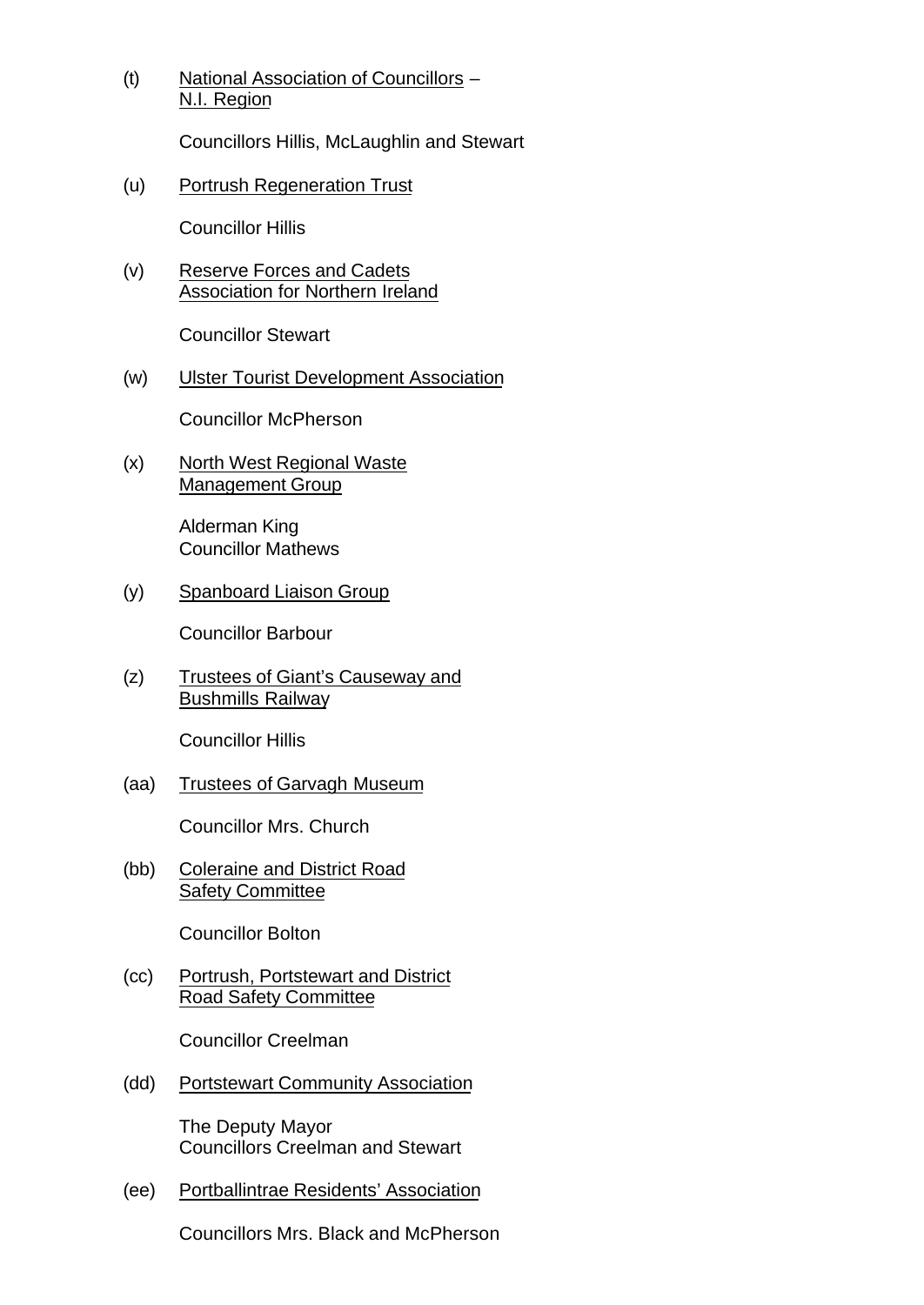(t) National Association of Councillors – N.I. Region

Councillors Hillis, McLaughlin and Stewart

(u) Portrush Regeneration Trust

Councillor Hillis

(v) Reserve Forces and Cadets Association for Northern Ireland

Councillor Stewart

(w) Ulster Tourist Development Association

Councillor McPherson

(x) North West Regional Waste Management Group

Alderman King
Councillor Mathews

(y) Spanboard Liaison Group

Councillor Barbour

(z) Trustees of Giant's Causeway and Bushmills Railway

Councillor Hillis

(aa) Trustees of Garvagh Museum

Councillor Mrs. Church

(bb) Coleraine and District Road Safety Committee

Councillor Bolton

(cc) Portrush, Portstewart and District Road Safety Committee

Councillor Creelman

(dd) Portstewart Community Association

The Deputy Mayor
Councillors Creelman and Stewart

(ee) Portballintrae Residents' Association

Councillors Mrs. Black and McPherson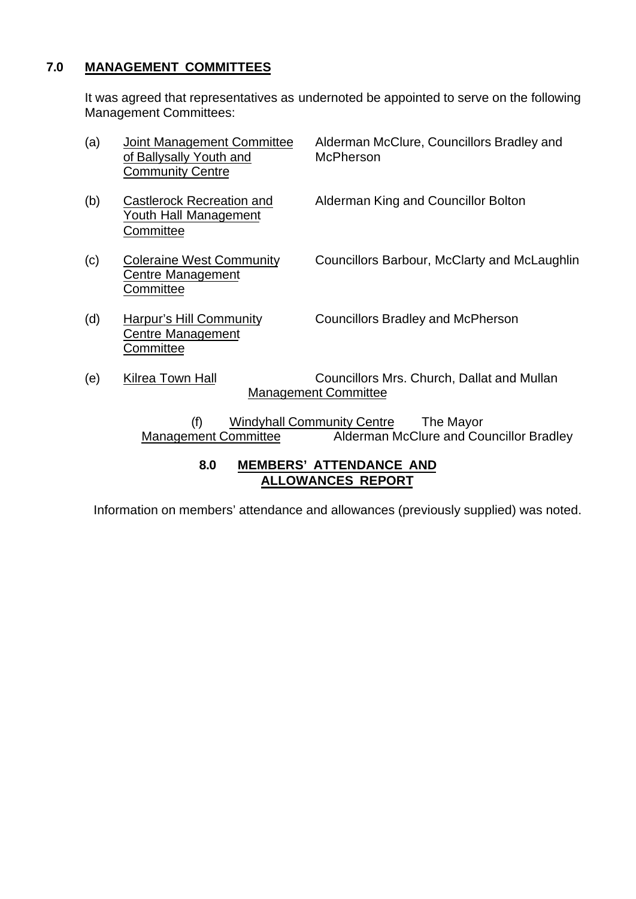## 7.0 MANAGEMENT COMMITTEES

It was agreed that representatives as undernoted be appointed to serve on the following Management Committees:

| | Committee | Representatives |
|---|---|---|
| (a) | Joint Management Committee of Ballysally Youth and Community Centre | Alderman McClure, Councillors Bradley and McPherson |
| (b) | Castlerock Recreation and Youth Hall Management Committee | Alderman King and Councillor Bolton |
| (c) | Coleraine West Community Centre Management Committee | Councillors Barbour, McClarty and McLaughlin |
| (d) | Harpur's Hill Community Centre Management Committee | Councillors Bradley and McPherson |
| (e) | Kilrea Town Hall Management Committee | Councillors Mrs. Church, Dallat and Mullan |
| (f) | Windyhall Community Centre Management Committee | The Mayor, Alderman McClure and Councillor Bradley |

## 8.0 MEMBERS' ATTENDANCE AND ALLOWANCES REPORT

Information on members' attendance and allowances (previously supplied) was noted.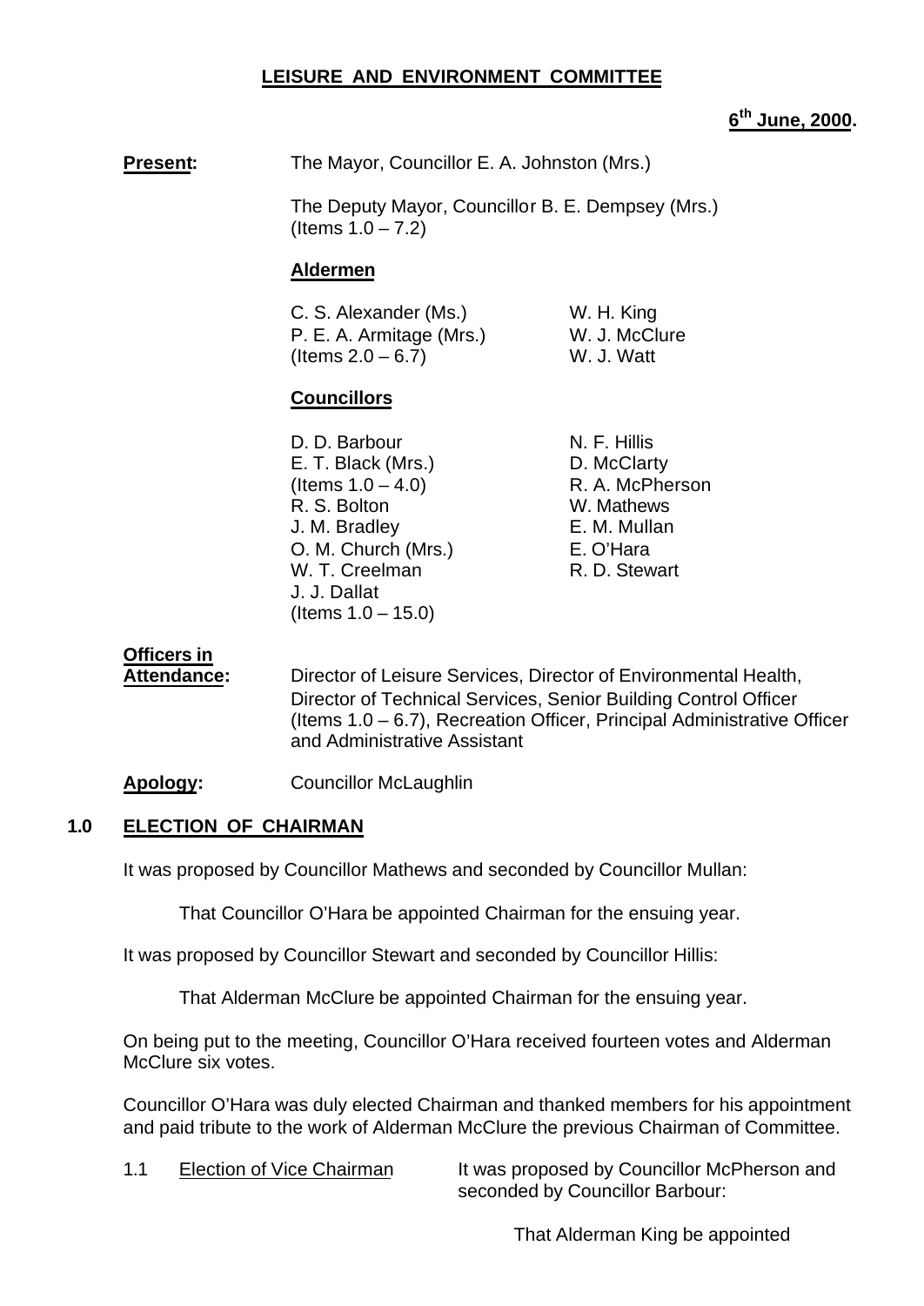# LEISURE AND ENVIRONMENT COMMITTEE

**6th June, 2000.**

**Present:** The Mayor, Councillor E. A. Johnston (Mrs.)

The Deputy Mayor, Councillor B. E. Dempsey (Mrs.) (Items 1.0 – 7.2)

**Aldermen**

C. S. Alexander (Ms.)
P. E. A. Armitage (Mrs.) (Items 2.0 – 6.7)
W. H. King
W. J. McClure
W. J. Watt

**Councillors**

D. D. Barbour
E. T. Black (Mrs.) (Items 1.0 – 4.0)
R. S. Bolton
J. M. Bradley
O. M. Church (Mrs.)
W. T. Creelman
J. J. Dallat (Items 1.0 – 15.0)
N. F. Hillis
D. McClarty
R. A. McPherson
W. Mathews
E. M. Mullan
E. O'Hara
R. D. Stewart

**Officers in Attendance:** Director of Leisure Services, Director of Environmental Health, Director of Technical Services, Senior Building Control Officer (Items 1.0 – 6.7), Recreation Officer, Principal Administrative Officer and Administrative Assistant

**Apology:** Councillor McLaughlin

## 1.0 ELECTION OF CHAIRMAN

It was proposed by Councillor Mathews and seconded by Councillor Mullan:

> That Councillor O'Hara be appointed Chairman for the ensuing year.

It was proposed by Councillor Stewart and seconded by Councillor Hillis:

> That Alderman McClure be appointed Chairman for the ensuing year.

On being put to the meeting, Councillor O'Hara received fourteen votes and Alderman McClure six votes.

Councillor O'Hara was duly elected Chairman and thanked members for his appointment and paid tribute to the work of Alderman McClure the previous Chairman of Committee.

1.1 Election of Vice Chairman

It was proposed by Councillor McPherson and seconded by Councillor Barbour:

> That Alderman King be appointed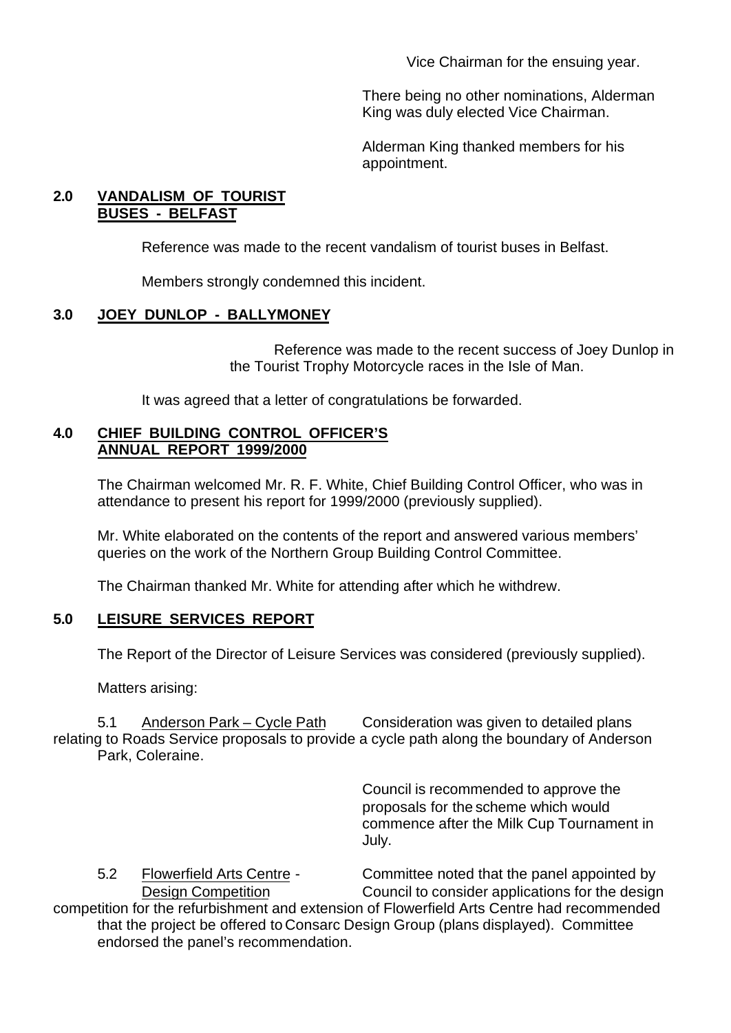Vice Chairman for the ensuing year.

There being no other nominations, Alderman King was duly elected Vice Chairman.

Alderman King thanked members for his appointment.

**2.0 VANDALISM OF TOURIST BUSES - BELFAST**

Reference was made to the recent vandalism of tourist buses in Belfast.

Members strongly condemned this incident.

**3.0 JOEY DUNLOP - BALLYMONEY**

Reference was made to the recent success of Joey Dunlop in the Tourist Trophy Motorcycle races in the Isle of Man.

It was agreed that a letter of congratulations be forwarded.

**4.0 CHIEF BUILDING CONTROL OFFICER'S ANNUAL REPORT 1999/2000**

The Chairman welcomed Mr. R. F. White, Chief Building Control Officer, who was in attendance to present his report for 1999/2000 (previously supplied).

Mr. White elaborated on the contents of the report and answered various members' queries on the work of the Northern Group Building Control Committee.

The Chairman thanked Mr. White for attending after which he withdrew.

**5.0 LEISURE SERVICES REPORT**

The Report of the Director of Leisure Services was considered (previously supplied).

Matters arising:

5.1 Anderson Park – Cycle Path — Consideration was given to detailed plans relating to Roads Service proposals to provide a cycle path along the boundary of Anderson Park, Coleraine.

Council is recommended to approve the proposals for the scheme which would commence after the Milk Cup Tournament in July.

5.2 Flowerfield Arts Centre - Design Competition — Committee noted that the panel appointed by Council to consider applications for the design competition for the refurbishment and extension of Flowerfield Arts Centre had recommended that the project be offered to Consarc Design Group (plans displayed). Committee endorsed the panel's recommendation.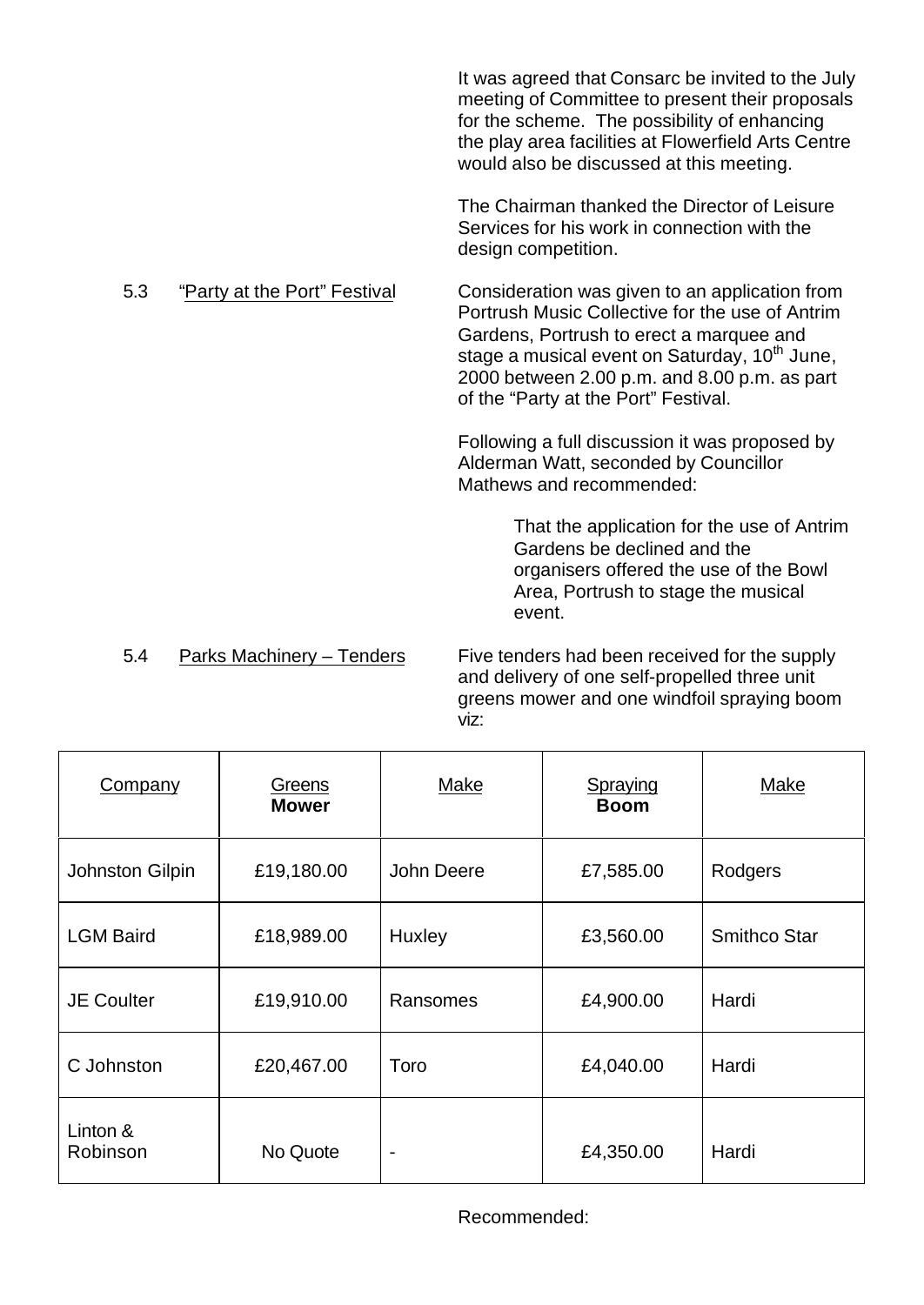It was agreed that Consarc be invited to the July meeting of Committee to present their proposals for the scheme. The possibility of enhancing the play area facilities at Flowerfield Arts Centre would also be discussed at this meeting.

The Chairman thanked the Director of Leisure Services for his work in connection with the design competition.

5.3 "Party at the Port" Festival

Consideration was given to an application from Portrush Music Collective for the use of Antrim Gardens, Portrush to erect a marquee and stage a musical event on Saturday, 10th June, 2000 between 2.00 p.m. and 8.00 p.m. as part of the "Party at the Port" Festival.

Following a full discussion it was proposed by Alderman Watt, seconded by Councillor Mathews and recommended:

> That the application for the use of Antrim Gardens be declined and the organisers offered the use of the Bowl Area, Portrush to stage the musical event.

5.4 Parks Machinery – Tenders

Five tenders had been received for the supply and delivery of one self-propelled three unit greens mower and one windfoil spraying boom viz:

| Company | Greens **Mower** | Make | Spraying **Boom** | Make |
|---|---|---|---|---|
| Johnston Gilpin | £19,180.00 | John Deere | £7,585.00 | Rodgers |
| LGM Baird | £18,989.00 | Huxley | £3,560.00 | Smithco Star |
| JE Coulter | £19,910.00 | Ransomes | £4,900.00 | Hardi |
| C Johnston | £20,467.00 | Toro | £4,040.00 | Hardi |
| Linton & Robinson | No Quote | - | £4,350.00 | Hardi |

Recommended: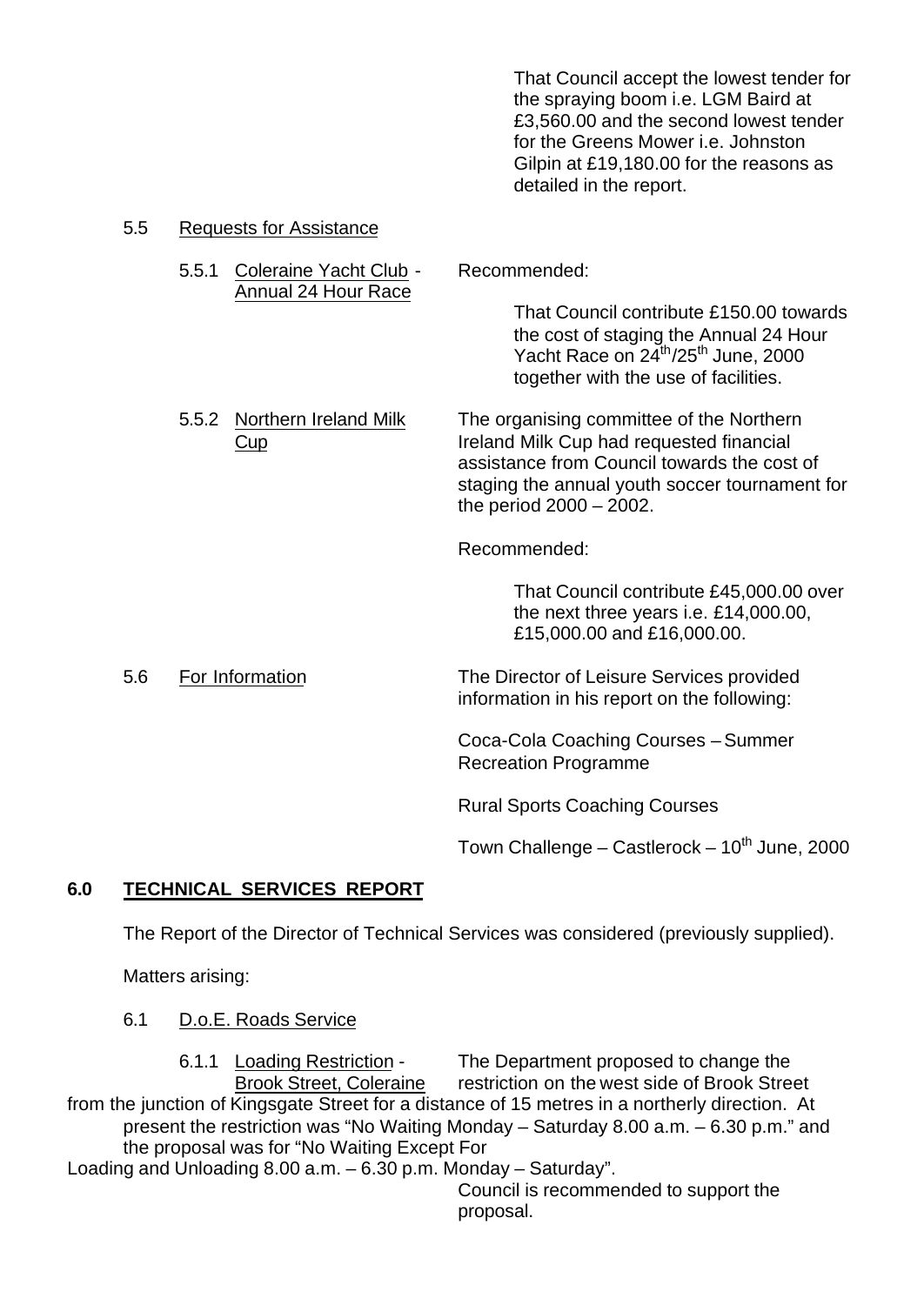That Council accept the lowest tender for the spraying boom i.e. LGM Baird at £3,560.00 and the second lowest tender for the Greens Mower i.e. Johnston Gilpin at £19,180.00 for the reasons as detailed in the report.

5.5 Requests for Assistance

5.5.1 Coleraine Yacht Club - Annual 24 Hour Race

Recommended:

That Council contribute £150.00 towards the cost of staging the Annual 24 Hour Yacht Race on 24th/25th June, 2000 together with the use of facilities.

5.5.2 Northern Ireland Milk Cup

The organising committee of the Northern Ireland Milk Cup had requested financial assistance from Council towards the cost of staging the annual youth soccer tournament for the period 2000 – 2002.

Recommended:

That Council contribute £45,000.00 over the next three years i.e. £14,000.00, £15,000.00 and £16,000.00.

5.6 For Information

The Director of Leisure Services provided information in his report on the following:

Coca-Cola Coaching Courses – Summer Recreation Programme

Rural Sports Coaching Courses

Town Challenge – Castlerock – 10th June, 2000

## 6.0 TECHNICAL SERVICES REPORT

The Report of the Director of Technical Services was considered (previously supplied).

Matters arising:

6.1 D.o.E. Roads Service

6.1.1 Loading Restriction - Brook Street, Coleraine

The Department proposed to change the restriction on the west side of Brook Street from the junction of Kingsgate Street for a distance of 15 metres in a northerly direction. At present the restriction was "No Waiting Monday – Saturday 8.00 a.m. – 6.30 p.m." and the proposal was for "No Waiting Except For Loading and Unloading 8.00 a.m. – 6.30 p.m. Monday – Saturday".

Council is recommended to support the proposal.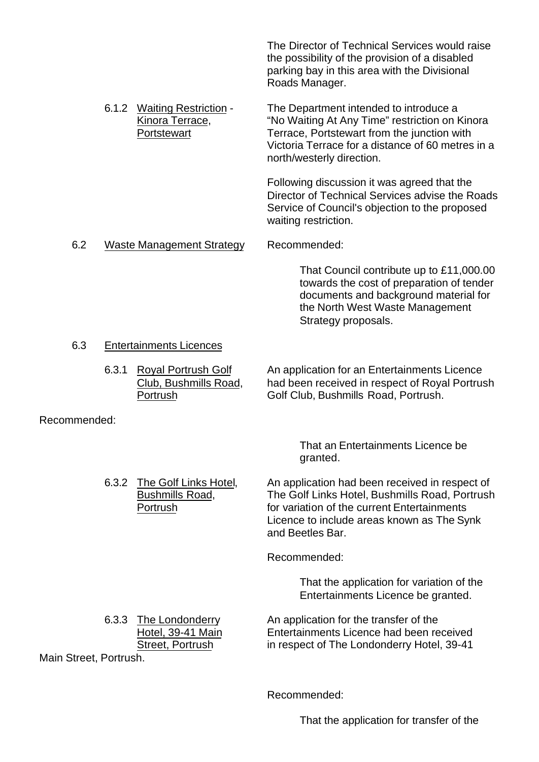The Director of Technical Services would raise the possibility of the provision of a disabled parking bay in this area with the Divisional Roads Manager.

6.1.2 Waiting Restriction - Kinora Terrace, Portstewart

The Department intended to introduce a "No Waiting At Any Time" restriction on Kinora Terrace, Portstewart from the junction with Victoria Terrace for a distance of 60 metres in a north/westerly direction.

Following discussion it was agreed that the Director of Technical Services advise the Roads Service of Council's objection to the proposed waiting restriction.

6.2 Waste Management Strategy

Recommended:

> That Council contribute up to £11,000.00 towards the cost of preparation of tender documents and background material for the North West Waste Management Strategy proposals.

6.3 Entertainments Licences

6.3.1 Royal Portrush Golf Club, Bushmills Road, Portrush

An application for an Entertainments Licence had been received in respect of Royal Portrush Golf Club, Bushmills Road, Portrush.

Recommended:

> That an Entertainments Licence be granted.

6.3.2 The Golf Links Hotel, Bushmills Road, Portrush

An application had been received in respect of The Golf Links Hotel, Bushmills Road, Portrush for variation of the current Entertainments Licence to include areas known as The Synk and Beetles Bar.

Recommended:

> That the application for variation of the Entertainments Licence be granted.

6.3.3 The Londonderry Hotel, 39-41 Main Street, Portrush

An application for the transfer of the Entertainments Licence had been received in respect of The Londonderry Hotel, 39-41 Main Street, Portrush.

Recommended:

> That the application for transfer of the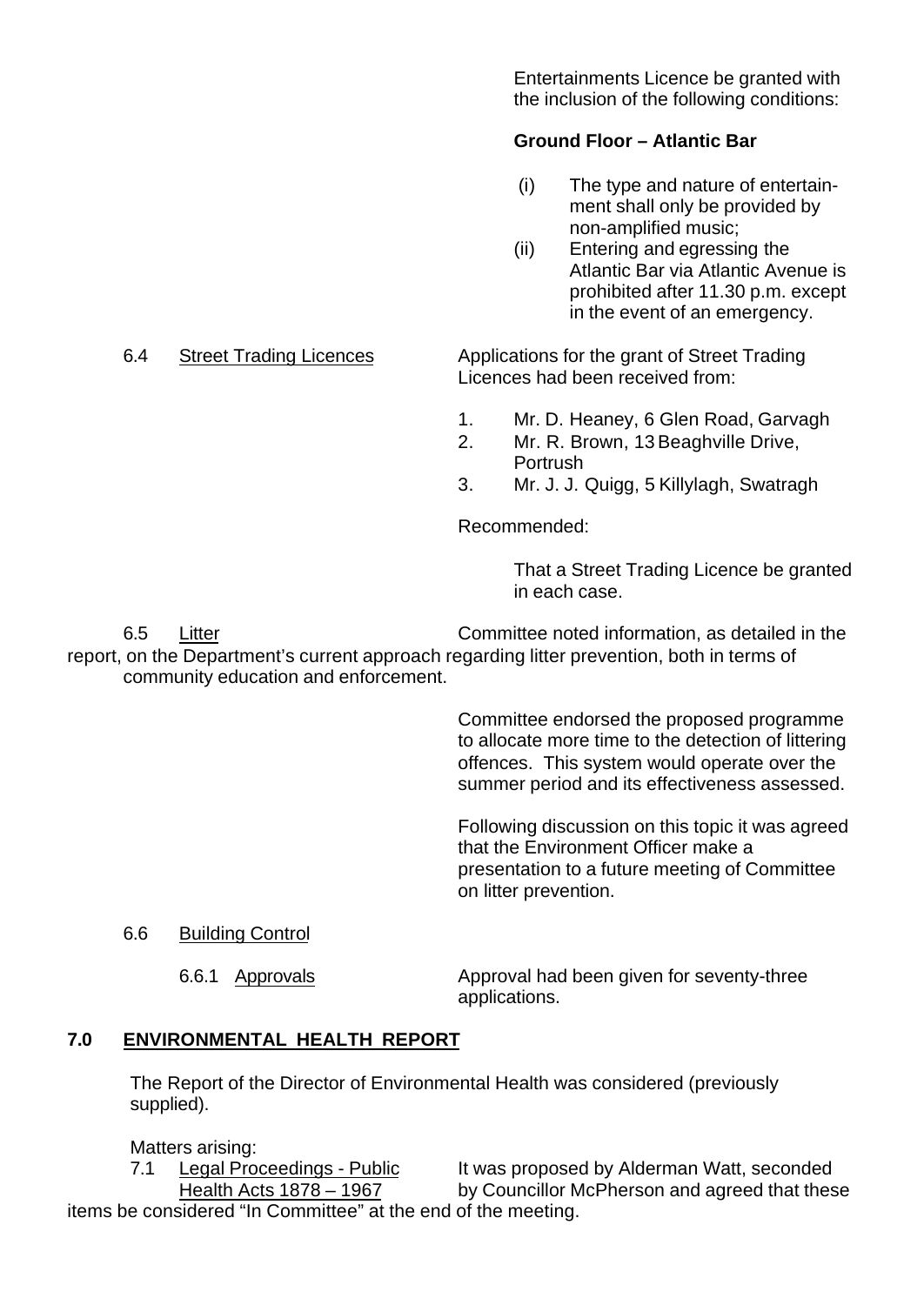Entertainments Licence be granted with the inclusion of the following conditions:

**Ground Floor – Atlantic Bar**

(i) The type and nature of entertainment shall only be provided by non-amplified music;

(ii) Entering and egressing the Atlantic Bar via Atlantic Avenue is prohibited after 11.30 p.m. except in the event of an emergency.

6.4 Street Trading Licences

Applications for the grant of Street Trading Licences had been received from:

1. Mr. D. Heaney, 6 Glen Road, Garvagh
2. Mr. R. Brown, 13 Beaghville Drive, Portrush
3. Mr. J. J. Quigg, 5 Killylagh, Swatragh

Recommended:

That a Street Trading Licence be granted in each case.

6.5 Litter

Committee noted information, as detailed in the report, on the Department's current approach regarding litter prevention, both in terms of community education and enforcement.

Committee endorsed the proposed programme to allocate more time to the detection of littering offences. This system would operate over the summer period and its effectiveness assessed.

Following discussion on this topic it was agreed that the Environment Officer make a presentation to a future meeting of Committee on litter prevention.

6.6 Building Control

6.6.1 Approvals

Approval had been given for seventy-three applications.

## 7.0 ENVIRONMENTAL HEALTH REPORT

The Report of the Director of Environmental Health was considered (previously supplied).

Matters arising:

7.1 Legal Proceedings - Public Health Acts 1878 – 1967

It was proposed by Alderman Watt, seconded by Councillor McPherson and agreed that these items be considered "In Committee" at the end of the meeting.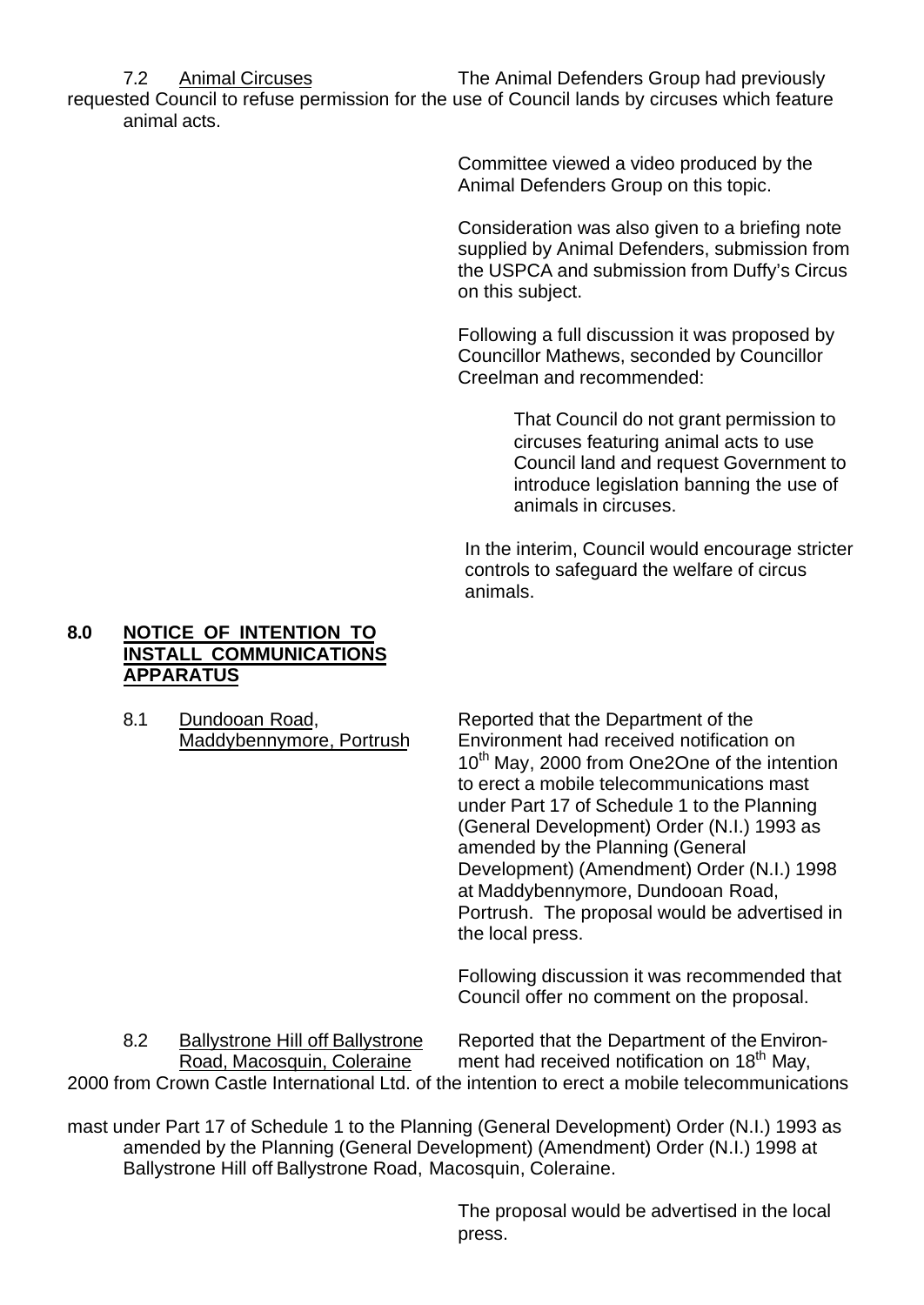7.2 Animal Circuses

The Animal Defenders Group had previously requested Council to refuse permission for the use of Council lands by circuses which feature animal acts.

Committee viewed a video produced by the Animal Defenders Group on this topic.

Consideration was also given to a briefing note supplied by Animal Defenders, submission from the USPCA and submission from Duffy's Circus on this subject.

Following a full discussion it was proposed by Councillor Mathews, seconded by Councillor Creelman and recommended:

> That Council do not grant permission to circuses featuring animal acts to use Council land and request Government to introduce legislation banning the use of animals in circuses.

In the interim, Council would encourage stricter controls to safeguard the welfare of circus animals.

## 8.0 NOTICE OF INTENTION TO INSTALL COMMUNICATIONS APPARATUS

8.1 Dundooan Road, Maddybennymore, Portrush

Reported that the Department of the Environment had received notification on 10th May, 2000 from One2One of the intention to erect a mobile telecommunications mast under Part 17 of Schedule 1 to the Planning (General Development) Order (N.I.) 1993 as amended by the Planning (General Development) (Amendment) Order (N.I.) 1998 at Maddybennymore, Dundooan Road, Portrush. The proposal would be advertised in the local press.

Following discussion it was recommended that Council offer no comment on the proposal.

8.2 Ballystrone Hill off Ballystrone Road, Macosquin, Coleraine

Reported that the Department of the Environment had received notification on 18th May, 2000 from Crown Castle International Ltd. of the intention to erect a mobile telecommunications mast under Part 17 of Schedule 1 to the Planning (General Development) Order (N.I.) 1993 as amended by the Planning (General Development) (Amendment) Order (N.I.) 1998 at Ballystrone Hill off Ballystrone Road, Macosquin, Coleraine.

The proposal would be advertised in the local press.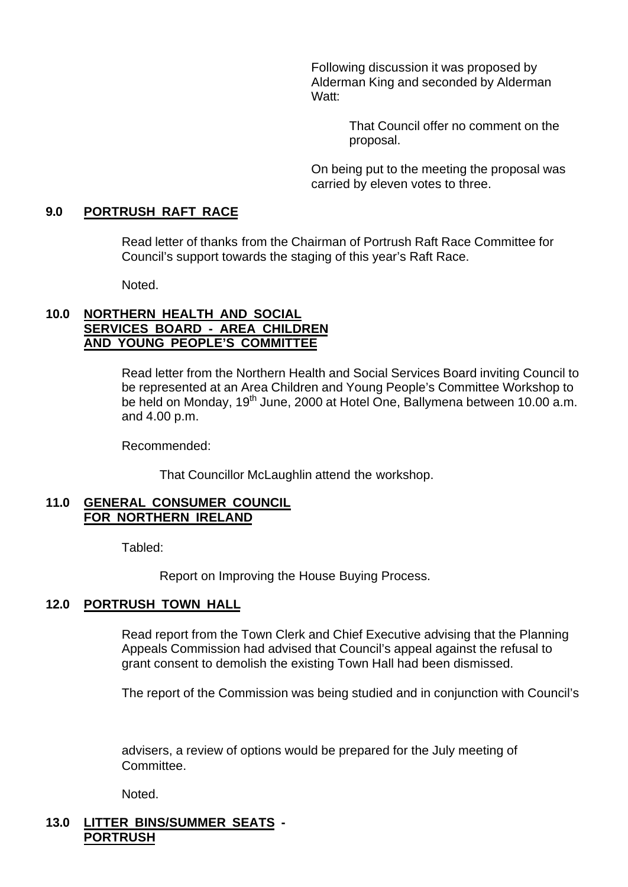Following discussion it was proposed by Alderman King and seconded by Alderman Watt:

> That Council offer no comment on the proposal.

On being put to the meeting the proposal was carried by eleven votes to three.

## 9.0 PORTRUSH RAFT RACE

Read letter of thanks from the Chairman of Portrush Raft Race Committee for Council's support towards the staging of this year's Raft Race.

Noted.

## 10.0 NORTHERN HEALTH AND SOCIAL SERVICES BOARD - AREA CHILDREN AND YOUNG PEOPLE'S COMMITTEE

Read letter from the Northern Health and Social Services Board inviting Council to be represented at an Area Children and Young People's Committee Workshop to be held on Monday, 19th June, 2000 at Hotel One, Ballymena between 10.00 a.m. and 4.00 p.m.

Recommended:

> That Councillor McLaughlin attend the workshop.

## 11.0 GENERAL CONSUMER COUNCIL FOR NORTHERN IRELAND

Tabled:

> Report on Improving the House Buying Process.

## 12.0 PORTRUSH TOWN HALL

Read report from the Town Clerk and Chief Executive advising that the Planning Appeals Commission had advised that Council's appeal against the refusal to grant consent to demolish the existing Town Hall had been dismissed.

The report of the Commission was being studied and in conjunction with Council's advisers, a review of options would be prepared for the July meeting of Committee.

Noted.

## 13.0 LITTER BINS/SUMMER SEATS - PORTRUSH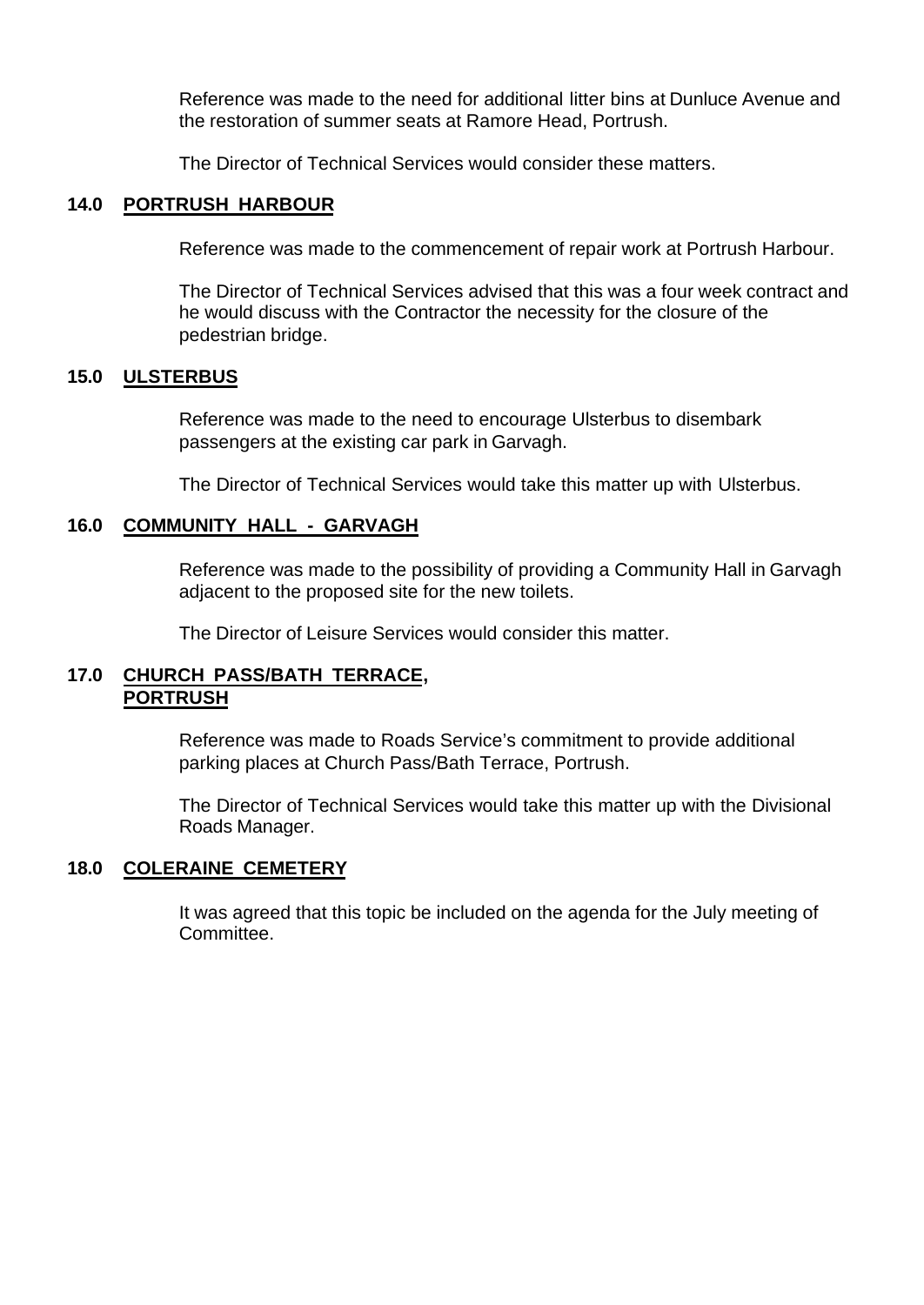Reference was made to the need for additional litter bins at Dunluce Avenue and the restoration of summer seats at Ramore Head, Portrush.

The Director of Technical Services would consider these matters.

## 14.0 PORTRUSH HARBOUR

Reference was made to the commencement of repair work at Portrush Harbour.

The Director of Technical Services advised that this was a four week contract and he would discuss with the Contractor the necessity for the closure of the pedestrian bridge.

## 15.0 ULSTERBUS

Reference was made to the need to encourage Ulsterbus to disembark passengers at the existing car park in Garvagh.

The Director of Technical Services would take this matter up with Ulsterbus.

## 16.0 COMMUNITY HALL - GARVAGH

Reference was made to the possibility of providing a Community Hall in Garvagh adjacent to the proposed site for the new toilets.

The Director of Leisure Services would consider this matter.

## 17.0 CHURCH PASS/BATH TERRACE, PORTRUSH

Reference was made to Roads Service's commitment to provide additional parking places at Church Pass/Bath Terrace, Portrush.

The Director of Technical Services would take this matter up with the Divisional Roads Manager.

## 18.0 COLERAINE CEMETERY

It was agreed that this topic be included on the agenda for the July meeting of Committee.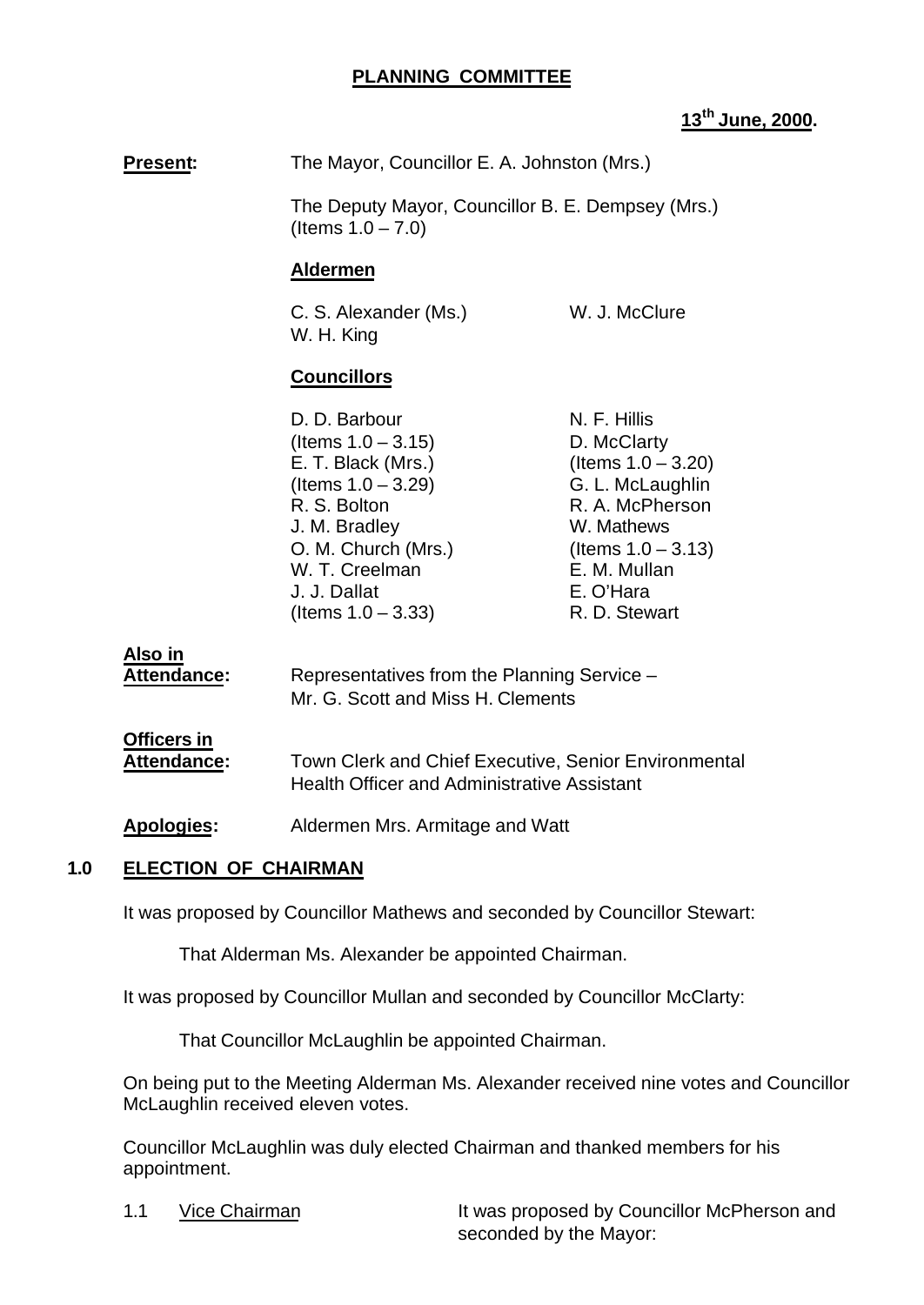# PLANNING COMMITTEE

**13th June, 2000.**

**Present:** The Mayor, Councillor E. A. Johnston (Mrs.)

The Deputy Mayor, Councillor B. E. Dempsey (Mrs.) (Items 1.0 – 7.0)

**Aldermen**

C. S. Alexander (Ms.)
W. J. McClure
W. H. King

**Councillors**

D. D. Barbour (Items 1.0 – 3.15)
E. T. Black (Mrs.) (Items 1.0 – 3.29)
R. S. Bolton
J. M. Bradley
O. M. Church (Mrs.)
W. T. Creelman
J. J. Dallat (Items 1.0 – 3.33)
N. F. Hillis
D. McClarty (Items 1.0 – 3.20)
G. L. McLaughlin
R. A. McPherson
W. Mathews (Items 1.0 – 3.13)
E. M. Mullan
E. O'Hara
R. D. Stewart

**Also in Attendance:** Representatives from the Planning Service – Mr. G. Scott and Miss H. Clements

**Officers in Attendance:** Town Clerk and Chief Executive, Senior Environmental Health Officer and Administrative Assistant

**Apologies:** Aldermen Mrs. Armitage and Watt

## 1.0 ELECTION OF CHAIRMAN

It was proposed by Councillor Mathews and seconded by Councillor Stewart:

That Alderman Ms. Alexander be appointed Chairman.

It was proposed by Councillor Mullan and seconded by Councillor McClarty:

That Councillor McLaughlin be appointed Chairman.

On being put to the Meeting Alderman Ms. Alexander received nine votes and Councillor McLaughlin received eleven votes.

Councillor McLaughlin was duly elected Chairman and thanked members for his appointment.

1.1 Vice Chairman — It was proposed by Councillor McPherson and seconded by the Mayor: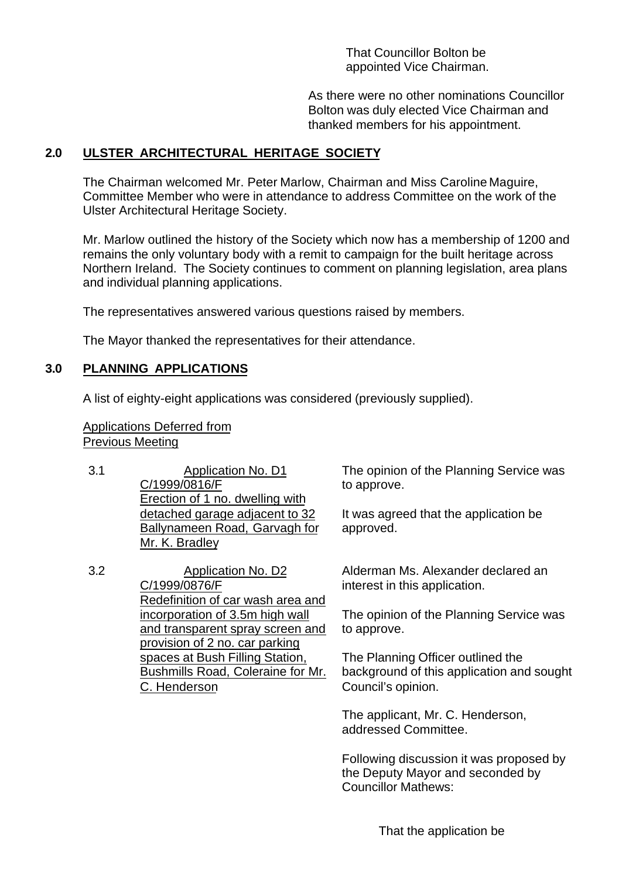That Councillor Bolton be appointed Vice Chairman.

As there were no other nominations Councillor Bolton was duly elected Vice Chairman and thanked members for his appointment.

## 2.0 ULSTER ARCHITECTURAL HERITAGE SOCIETY

The Chairman welcomed Mr. Peter Marlow, Chairman and Miss Caroline Maguire, Committee Member who were in attendance to address Committee on the work of the Ulster Architectural Heritage Society.

Mr. Marlow outlined the history of the Society which now has a membership of 1200 and remains the only voluntary body with a remit to campaign for the built heritage across Northern Ireland. The Society continues to comment on planning legislation, area plans and individual planning applications.

The representatives answered various questions raised by members.

The Mayor thanked the representatives for their attendance.

## 3.0 PLANNING APPLICATIONS

A list of eighty-eight applications was considered (previously supplied).

Applications Deferred from Previous Meeting

3.1 Application No. D1
C/1999/0816/F
Erection of 1 no. dwelling with detached garage adjacent to 32 Ballynameen Road, Garvagh for Mr. K. Bradley

The opinion of the Planning Service was to approve.

It was agreed that the application be approved.

3.2 Application No. D2
C/1999/0876/F
Redefinition of car wash area and incorporation of 3.5m high wall and transparent spray screen and provision of 2 no. car parking spaces at Bush Filling Station, Bushmills Road, Coleraine for Mr. C. Henderson

Alderman Ms. Alexander declared an interest in this application.

The opinion of the Planning Service was to approve.

The Planning Officer outlined the background of this application and sought Council's opinion.

The applicant, Mr. C. Henderson, addressed Committee.

Following discussion it was proposed by the Deputy Mayor and seconded by Councillor Mathews:

That the application be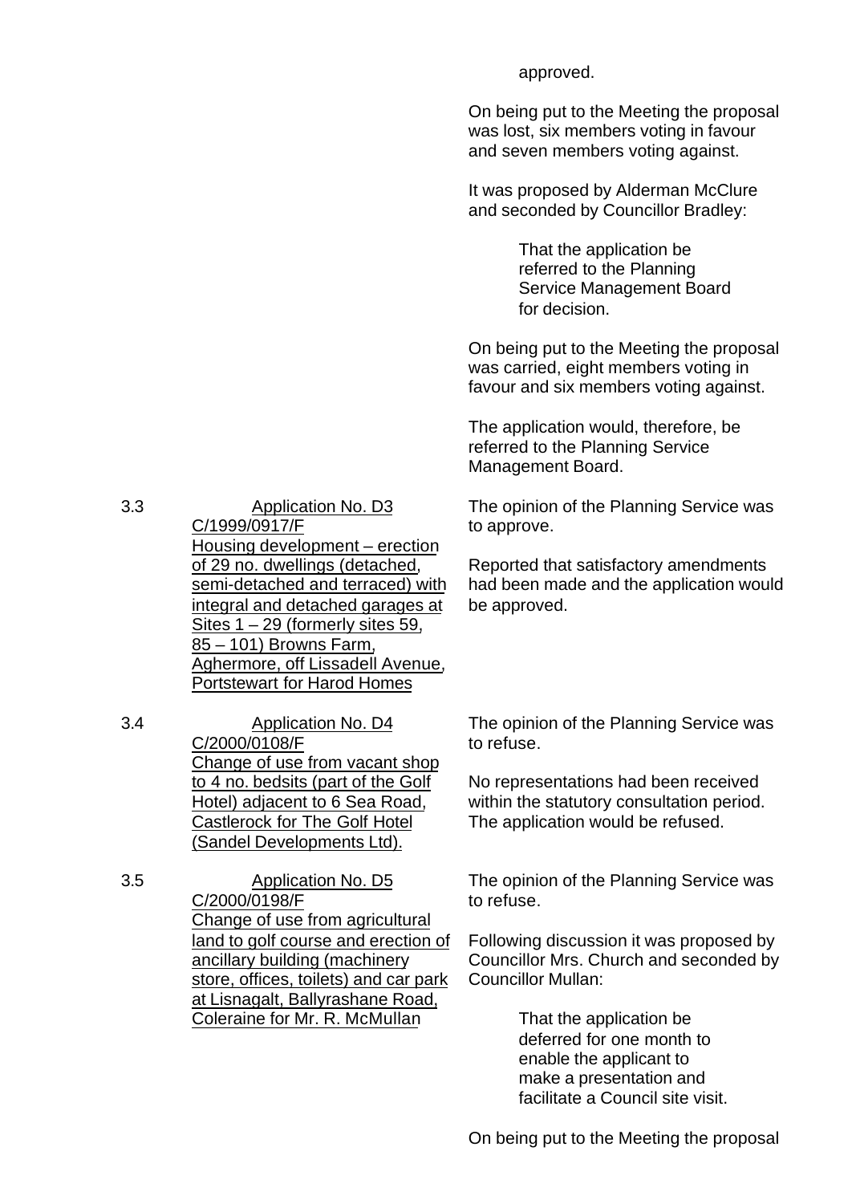approved.

On being put to the Meeting the proposal was lost, six members voting in favour and seven members voting against.

It was proposed by Alderman McClure and seconded by Councillor Bradley:

> That the application be referred to the Planning Service Management Board for decision.

On being put to the Meeting the proposal was carried, eight members voting in favour and six members voting against.

The application would, therefore, be referred to the Planning Service Management Board.

3.3 Application No. D3
C/1999/0917/F
Housing development – erection of 29 no. dwellings (detached, semi-detached and terraced) with integral and detached garages at Sites 1 – 29 (formerly sites 59, 85 – 101) Browns Farm, Aghermore, off Lissadell Avenue, Portstewart for Harod Homes

The opinion of the Planning Service was to approve.

Reported that satisfactory amendments had been made and the application would be approved.

3.4 Application No. D4
C/2000/0108/F
Change of use from vacant shop to 4 no. bedsits (part of the Golf Hotel) adjacent to 6 Sea Road, Castlerock for The Golf Hotel (Sandel Developments Ltd).

The opinion of the Planning Service was to refuse.

No representations had been received within the statutory consultation period. The application would be refused.

3.5 Application No. D5
C/2000/0198/F
Change of use from agricultural land to golf course and erection of ancillary building (machinery store, offices, toilets) and car park at Lisnagalt, Ballyrashane Road, Coleraine for Mr. R. McMullan

The opinion of the Planning Service was to refuse.

Following discussion it was proposed by Councillor Mrs. Church and seconded by Councillor Mullan:

> That the application be deferred for one month to enable the applicant to make a presentation and facilitate a Council site visit.

On being put to the Meeting the proposal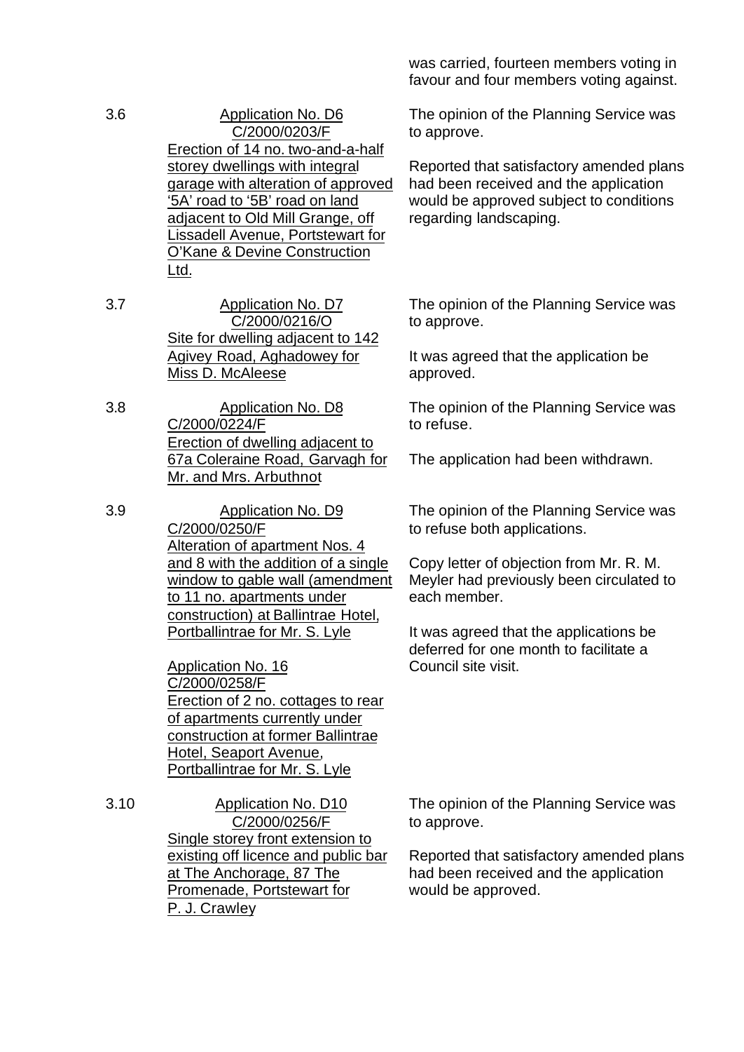was carried, fourteen members voting in favour and four members voting against.

| | | |
|---|---|---|
| 3.6 | Application No. D6<br>C/2000/0203/F<br>Erection of 14 no. two-and-a-half storey dwellings with integral garage with alteration of approved ‘5A’ road to ‘5B’ road on land adjacent to Old Mill Grange, off Lissadell Avenue, Portstewart for O’Kane & Devine Construction Ltd. | The opinion of the Planning Service was to approve.<br><br>Reported that satisfactory amended plans had been received and the application would be approved subject to conditions regarding landscaping. |
| 3.7 | Application No. D7<br>C/2000/0216/O<br>Site for dwelling adjacent to 142 Agivey Road, Aghadowey for Miss D. McAleese | The opinion of the Planning Service was to approve.<br><br>It was agreed that the application be approved. |
| 3.8 | Application No. D8<br>C/2000/0224/F<br>Erection of dwelling adjacent to 67a Coleraine Road, Garvagh for Mr. and Mrs. Arbuthnot | The opinion of the Planning Service was to refuse.<br><br>The application had been withdrawn. |
| 3.9 | Application No. D9<br>C/2000/0250/F<br>Alteration of apartment Nos. 4 and 8 with the addition of a single window to gable wall (amendment to 11 no. apartments under construction) at Ballintrae Hotel, Portballintrae for Mr. S. Lyle<br><br>Application No. 16<br>C/2000/0258/F<br>Erection of 2 no. cottages to rear of apartments currently under construction at former Ballintrae Hotel, Seaport Avenue, Portballintrae for Mr. S. Lyle | The opinion of the Planning Service was to refuse both applications.<br><br>Copy letter of objection from Mr. R. M. Meyler had previously been circulated to each member.<br><br>It was agreed that the applications be deferred for one month to facilitate a Council site visit. |
| 3.10 | Application No. D10<br>C/2000/0256/F<br>Single storey front extension to existing off licence and public bar at The Anchorage, 87 The Promenade, Portstewart for P. J. Crawley | The opinion of the Planning Service was to approve.<br><br>Reported that satisfactory amended plans had been received and the application would be approved. |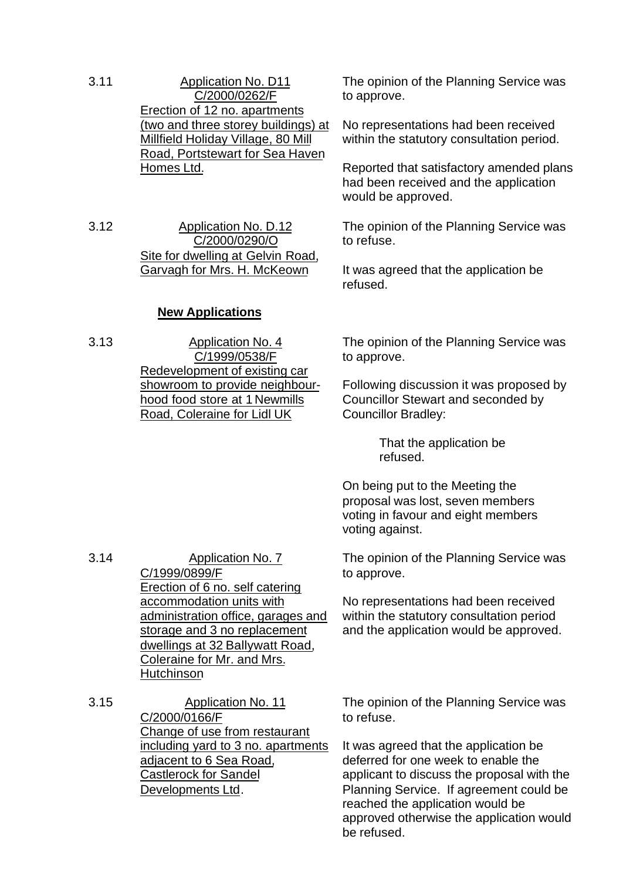3.11 **Application No. D11** C/2000/0262/F
Erection of 12 no. apartments (two and three storey buildings) at Millfield Holiday Village, 80 Mill Road, Portstewart for Sea Haven Homes Ltd.

The opinion of the Planning Service was to approve.

No representations had been received within the statutory consultation period.

Reported that satisfactory amended plans had been received and the application would be approved.

3.12 **Application No. D.12** C/2000/0290/O
Site for dwelling at Gelvin Road, Garvagh for Mrs. H. McKeown

The opinion of the Planning Service was to refuse.

It was agreed that the application be refused.

**New Applications**

3.13 **Application No. 4** C/1999/0538/F
Redevelopment of existing car showroom to provide neighbourhood food store at 1 Newmills Road, Coleraine for Lidl UK

The opinion of the Planning Service was to approve.

Following discussion it was proposed by Councillor Stewart and seconded by Councillor Bradley:

> That the application be refused.

On being put to the Meeting the proposal was lost, seven members voting in favour and eight members voting against.

3.14 **Application No. 7** C/1999/0899/F
Erection of 6 no. self catering accommodation units with administration office, garages and storage and 3 no replacement dwellings at 32 Ballywatt Road, Coleraine for Mr. and Mrs. Hutchinson

The opinion of the Planning Service was to approve.

No representations had been received within the statutory consultation period and the application would be approved.

3.15 **Application No. 11** C/2000/0166/F
Change of use from restaurant including yard to 3 no. apartments adjacent to 6 Sea Road, Castlerock for Sandel Developments Ltd.

The opinion of the Planning Service was to refuse.

It was agreed that the application be deferred for one week to enable the applicant to discuss the proposal with the Planning Service. If agreement could be reached the application would be approved otherwise the application would be refused.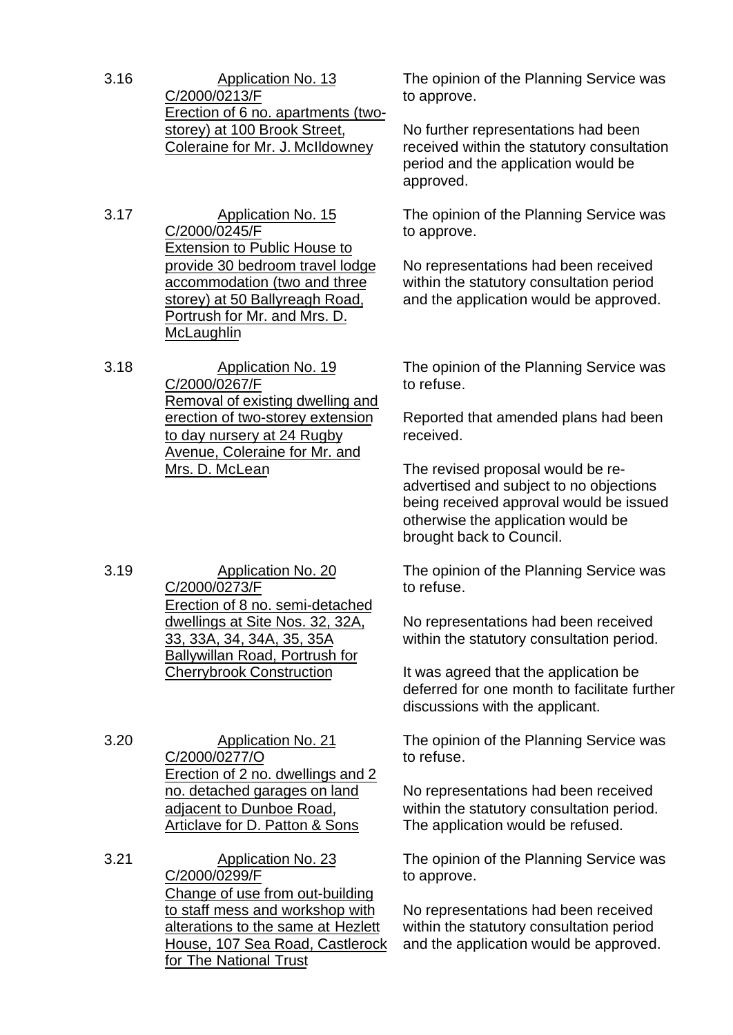3.16 <u>Application No. 13</u>
<u>C/2000/0213/F</u>
<u>Erection of 6 no. apartments (two-storey) at 100 Brook Street, Coleraine for Mr. J. McIldowney</u>

The opinion of the Planning Service was to approve.

No further representations had been received within the statutory consultation period and the application would be approved.

3.17 <u>Application No. 15</u>
<u>C/2000/0245/F</u>
<u>Extension to Public House to provide 30 bedroom travel lodge accommodation (two and three storey) at 50 Ballyreagh Road, Portrush for Mr. and Mrs. D. McLaughlin</u>

The opinion of the Planning Service was to approve.

No representations had been received within the statutory consultation period and the application would be approved.

3.18 <u>Application No. 19</u>
<u>C/2000/0267/F</u>
<u>Removal of existing dwelling and erection of two-storey extension to day nursery at 24 Rugby Avenue, Coleraine for Mr. and Mrs. D. McLean</u>

The opinion of the Planning Service was to refuse.

Reported that amended plans had been received.

The revised proposal would be re-advertised and subject to no objections being received approval would be issued otherwise the application would be brought back to Council.

3.19 <u>Application No. 20</u>
<u>C/2000/0273/F</u>
<u>Erection of 8 no. semi-detached dwellings at Site Nos. 32, 32A, 33, 33A, 34, 34A, 35, 35A Ballywillan Road, Portrush for Cherrybrook Construction</u>

The opinion of the Planning Service was to refuse.

No representations had been received within the statutory consultation period.

It was agreed that the application be deferred for one month to facilitate further discussions with the applicant.

3.20 <u>Application No. 21</u>
<u>C/2000/0277/O</u>
<u>Erection of 2 no. dwellings and 2 no. detached garages on land adjacent to Dunboe Road, Articlave for D. Patton & Sons</u>

The opinion of the Planning Service was to refuse.

No representations had been received within the statutory consultation period. The application would be refused.

3.21 <u>Application No. 23</u>
<u>C/2000/0299/F</u>
<u>Change of use from out-building to staff mess and workshop with alterations to the same at Hezlett House, 107 Sea Road, Castlerock for The National Trust</u>

The opinion of the Planning Service was to approve.

No representations had been received within the statutory consultation period and the application would be approved.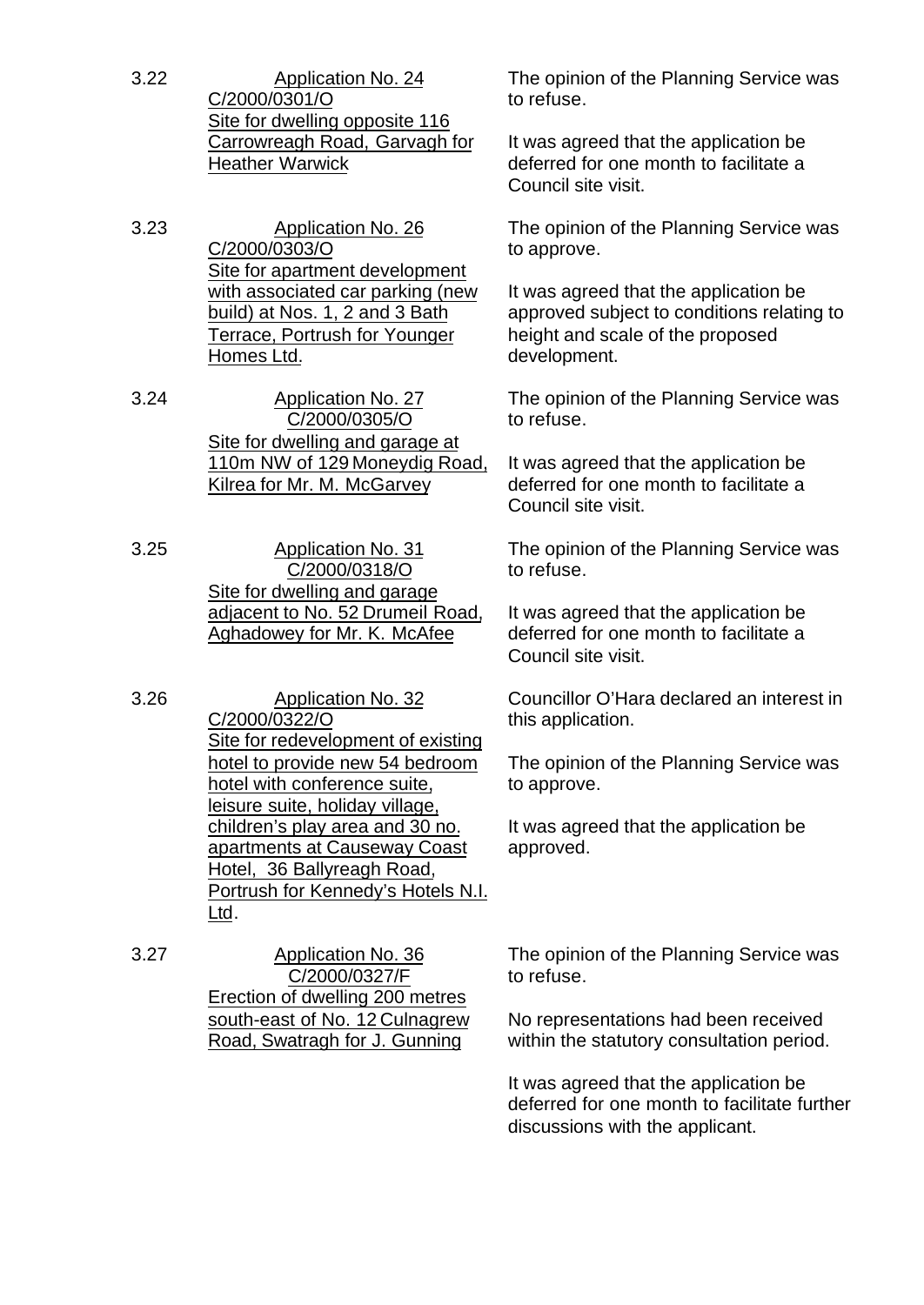| | | |
|---|---|---|
| 3.22 | Application No. 24<br>C/2000/0301/O<br>Site for dwelling opposite 116 Carrowreagh Road, Garvagh for Heather Warwick | The opinion of the Planning Service was to refuse.<br><br>It was agreed that the application be deferred for one month to facilitate a Council site visit. |
| 3.23 | Application No. 26<br>C/2000/0303/O<br>Site for apartment development with associated car parking (new build) at Nos. 1, 2 and 3 Bath Terrace, Portrush for Younger Homes Ltd. | The opinion of the Planning Service was to approve.<br><br>It was agreed that the application be approved subject to conditions relating to height and scale of the proposed development. |
| 3.24 | Application No. 27<br>C/2000/0305/O<br>Site for dwelling and garage at 110m NW of 129 Moneydig Road, Kilrea for Mr. M. McGarvey | The opinion of the Planning Service was to refuse.<br><br>It was agreed that the application be deferred for one month to facilitate a Council site visit. |
| 3.25 | Application No. 31<br>C/2000/0318/O<br>Site for dwelling and garage adjacent to No. 52 Drumeil Road, Aghadowey for Mr. K. McAfee | The opinion of the Planning Service was to refuse.<br><br>It was agreed that the application be deferred for one month to facilitate a Council site visit. |
| 3.26 | Application No. 32<br>C/2000/0322/O<br>Site for redevelopment of existing hotel to provide new 54 bedroom hotel with conference suite, leisure suite, holiday village, children's play area and 30 no. apartments at Causeway Coast Hotel, 36 Ballyreagh Road, Portrush for Kennedy's Hotels N.I. Ltd. | Councillor O'Hara declared an interest in this application.<br><br>The opinion of the Planning Service was to approve.<br><br>It was agreed that the application be approved. |
| 3.27 | Application No. 36<br>C/2000/0327/F<br>Erection of dwelling 200 metres south-east of No. 12 Culnagrew Road, Swatragh for J. Gunning | The opinion of the Planning Service was to refuse.<br><br>No representations had been received within the statutory consultation period.<br><br>It was agreed that the application be deferred for one month to facilitate further discussions with the applicant. |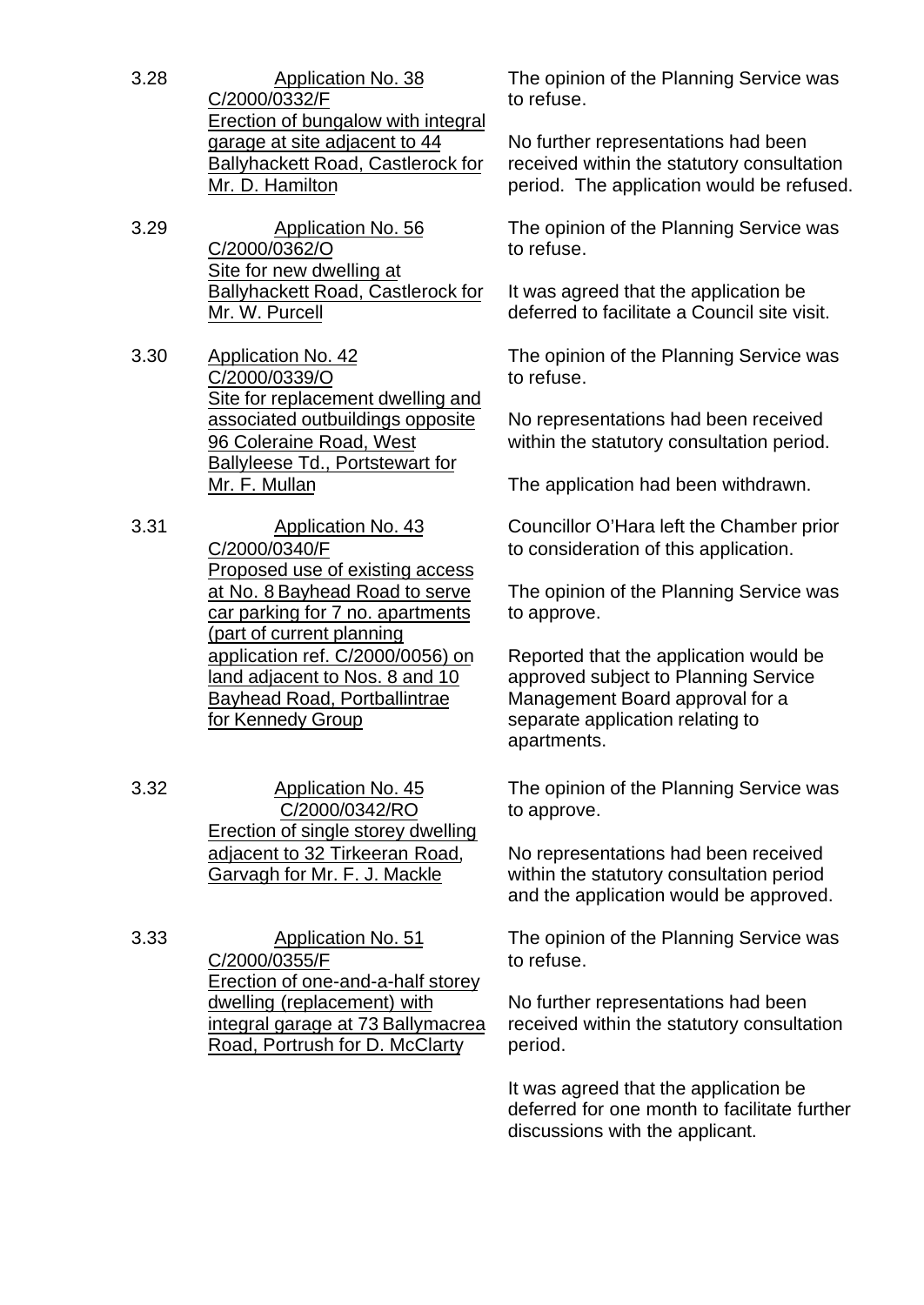3.28 Application No. 38
C/2000/0332/F
Erection of bungalow with integral garage at site adjacent to 44 Ballyhackett Road, Castlerock for Mr. D. Hamilton

The opinion of the Planning Service was to refuse.

No further representations had been received within the statutory consultation period. The application would be refused.

3.29 Application No. 56
C/2000/0362/O
Site for new dwelling at Ballyhackett Road, Castlerock for Mr. W. Purcell

The opinion of the Planning Service was to refuse.

It was agreed that the application be deferred to facilitate a Council site visit.

3.30 Application No. 42
C/2000/0339/O
Site for replacement dwelling and associated outbuildings opposite 96 Coleraine Road, West Ballyleese Td., Portstewart for Mr. F. Mullan

The opinion of the Planning Service was to refuse.

No representations had been received within the statutory consultation period.

The application had been withdrawn.

3.31 Application No. 43
C/2000/0340/F
Proposed use of existing access at No. 8 Bayhead Road to serve car parking for 7 no. apartments (part of current planning application ref. C/2000/0056) on land adjacent to Nos. 8 and 10 Bayhead Road, Portballintrae for Kennedy Group

Councillor O'Hara left the Chamber prior to consideration of this application.

The opinion of the Planning Service was to approve.

Reported that the application would be approved subject to Planning Service Management Board approval for a separate application relating to apartments.

3.32 Application No. 45
C/2000/0342/RO
Erection of single storey dwelling adjacent to 32 Tirkeeran Road, Garvagh for Mr. F. J. Mackle

The opinion of the Planning Service was to approve.

No representations had been received within the statutory consultation period and the application would be approved.

3.33 Application No. 51
C/2000/0355/F
Erection of one-and-a-half storey dwelling (replacement) with integral garage at 73 Ballymacrea Road, Portrush for D. McClarty

The opinion of the Planning Service was to refuse.

No further representations had been received within the statutory consultation period.

It was agreed that the application be deferred for one month to facilitate further discussions with the applicant.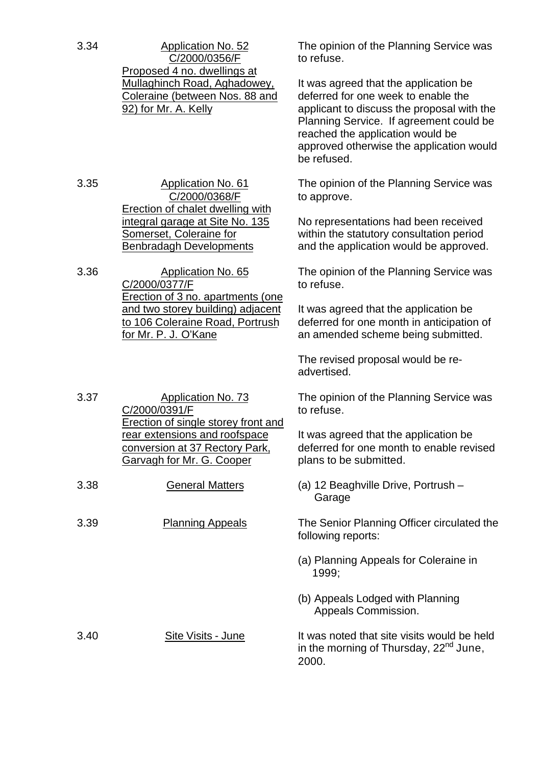3.34 **Application No. 52**
**C/2000/0356/F**
**Proposed 4 no. dwellings at Mullaghinch Road, Aghadowey, Coleraine (between Nos. 88 and 92) for Mr. A. Kelly**

The opinion of the Planning Service was to refuse.

It was agreed that the application be deferred for one week to enable the applicant to discuss the proposal with the Planning Service. If agreement could be reached the application would be approved otherwise the application would be refused.

3.35 **Application No. 61**
**C/2000/0368/F**
**Erection of chalet dwelling with integral garage at Site No. 135 Somerset, Coleraine for Benbradagh Developments**

The opinion of the Planning Service was to approve.

No representations had been received within the statutory consultation period and the application would be approved.

3.36 **Application No. 65**
**C/2000/0377/F**
**Erection of 3 no. apartments (one and two storey building) adjacent to 106 Coleraine Road, Portrush for Mr. P. J. O'Kane**

The opinion of the Planning Service was to refuse.

It was agreed that the application be deferred for one month in anticipation of an amended scheme being submitted.

The revised proposal would be re-advertised.

3.37 **Application No. 73**
**C/2000/0391/F**
**Erection of single storey front and rear extensions and roofspace conversion at 37 Rectory Park, Garvagh for Mr. G. Cooper**

The opinion of the Planning Service was to refuse.

It was agreed that the application be deferred for one month to enable revised plans to be submitted.

3.38 **General Matters**

(a) 12 Beaghville Drive, Portrush – Garage

3.39 **Planning Appeals**

The Senior Planning Officer circulated the following reports:

(a) Planning Appeals for Coleraine in 1999;

(b) Appeals Lodged with Planning Appeals Commission.

3.40 **Site Visits - June**

It was noted that site visits would be held in the morning of Thursday, 22nd June, 2000.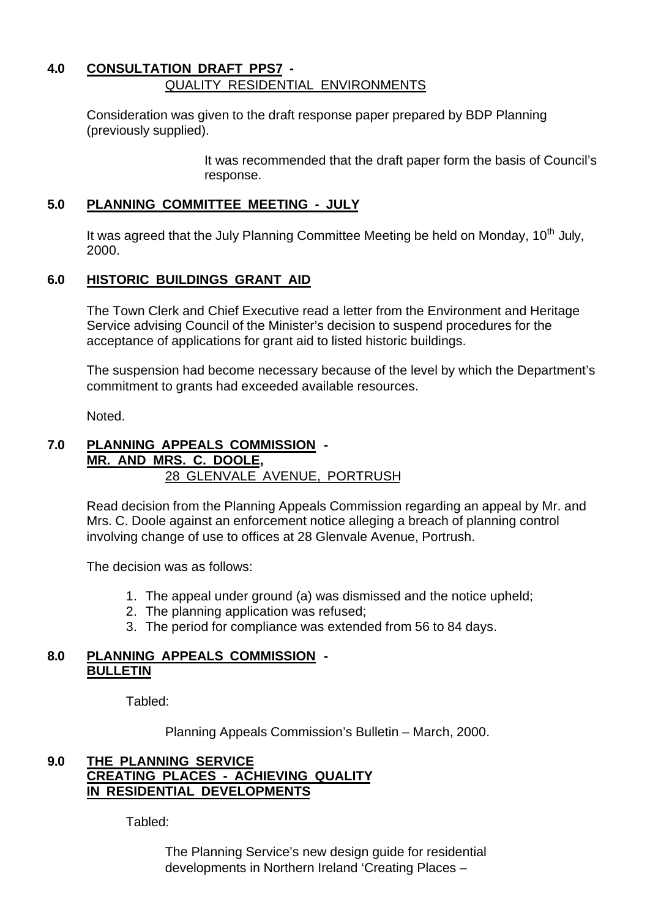## 4.0 CONSULTATION DRAFT PPS7 - QUALITY RESIDENTIAL ENVIRONMENTS

Consideration was given to the draft response paper prepared by BDP Planning (previously supplied).

It was recommended that the draft paper form the basis of Council's response.

## 5.0 PLANNING COMMITTEE MEETING - JULY

It was agreed that the July Planning Committee Meeting be held on Monday, 10th July, 2000.

## 6.0 HISTORIC BUILDINGS GRANT AID

The Town Clerk and Chief Executive read a letter from the Environment and Heritage Service advising Council of the Minister's decision to suspend procedures for the acceptance of applications for grant aid to listed historic buildings.

The suspension had become necessary because of the level by which the Department's commitment to grants had exceeded available resources.

Noted.

## 7.0 PLANNING APPEALS COMMISSION - MR. AND MRS. C. DOOLE, 28 GLENVALE AVENUE, PORTRUSH

Read decision from the Planning Appeals Commission regarding an appeal by Mr. and Mrs. C. Doole against an enforcement notice alleging a breach of planning control involving change of use to offices at 28 Glenvale Avenue, Portrush.

The decision was as follows:

1. The appeal under ground (a) was dismissed and the notice upheld;
2. The planning application was refused;
3. The period for compliance was extended from 56 to 84 days.

## 8.0 PLANNING APPEALS COMMISSION - BULLETIN

Tabled:

Planning Appeals Commission's Bulletin – March, 2000.

## 9.0 THE PLANNING SERVICE CREATING PLACES - ACHIEVING QUALITY IN RESIDENTIAL DEVELOPMENTS

Tabled:

The Planning Service's new design guide for residential developments in Northern Ireland 'Creating Places –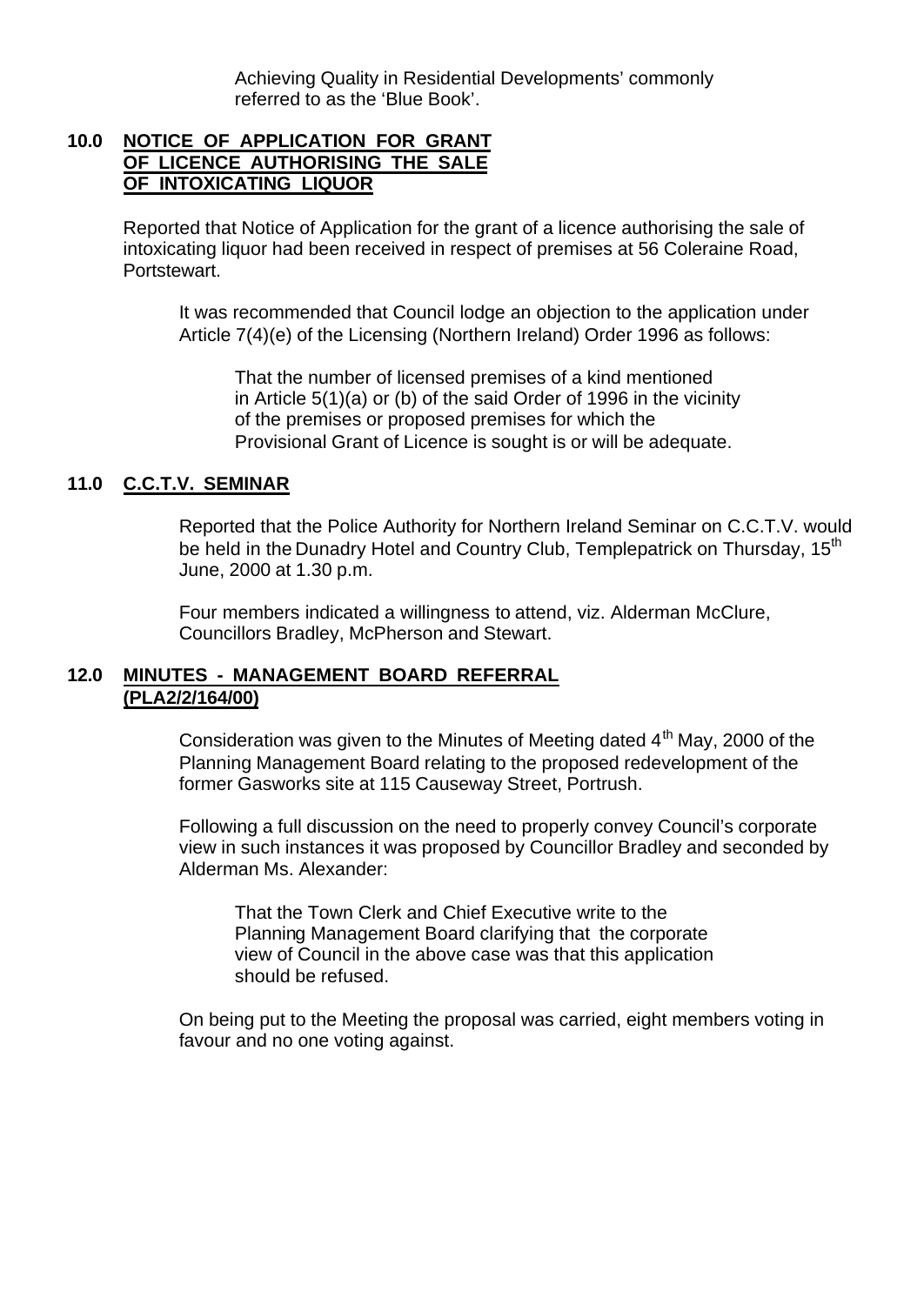Achieving Quality in Residential Developments' commonly referred to as the 'Blue Book'.

## 10.0 NOTICE OF APPLICATION FOR GRANT OF LICENCE AUTHORISING THE SALE OF INTOXICATING LIQUOR

Reported that Notice of Application for the grant of a licence authorising the sale of intoxicating liquor had been received in respect of premises at 56 Coleraine Road, Portstewart.

It was recommended that Council lodge an objection to the application under Article 7(4)(e) of the Licensing (Northern Ireland) Order 1996 as follows:

> That the number of licensed premises of a kind mentioned in Article 5(1)(a) or (b) of the said Order of 1996 in the vicinity of the premises or proposed premises for which the Provisional Grant of Licence is sought is or will be adequate.

## 11.0 C.C.T.V. SEMINAR

Reported that the Police Authority for Northern Ireland Seminar on C.C.T.V. would be held in the Dunadry Hotel and Country Club, Templepatrick on Thursday, 15th June, 2000 at 1.30 p.m.

Four members indicated a willingness to attend, viz. Alderman McClure, Councillors Bradley, McPherson and Stewart.

## 12.0 MINUTES - MANAGEMENT BOARD REFERRAL (PLA2/2/164/00)

Consideration was given to the Minutes of Meeting dated 4th May, 2000 of the Planning Management Board relating to the proposed redevelopment of the former Gasworks site at 115 Causeway Street, Portrush.

Following a full discussion on the need to properly convey Council's corporate view in such instances it was proposed by Councillor Bradley and seconded by Alderman Ms. Alexander:

> That the Town Clerk and Chief Executive write to the Planning Management Board clarifying that the corporate view of Council in the above case was that this application should be refused.

On being put to the Meeting the proposal was carried, eight members voting in favour and no one voting against.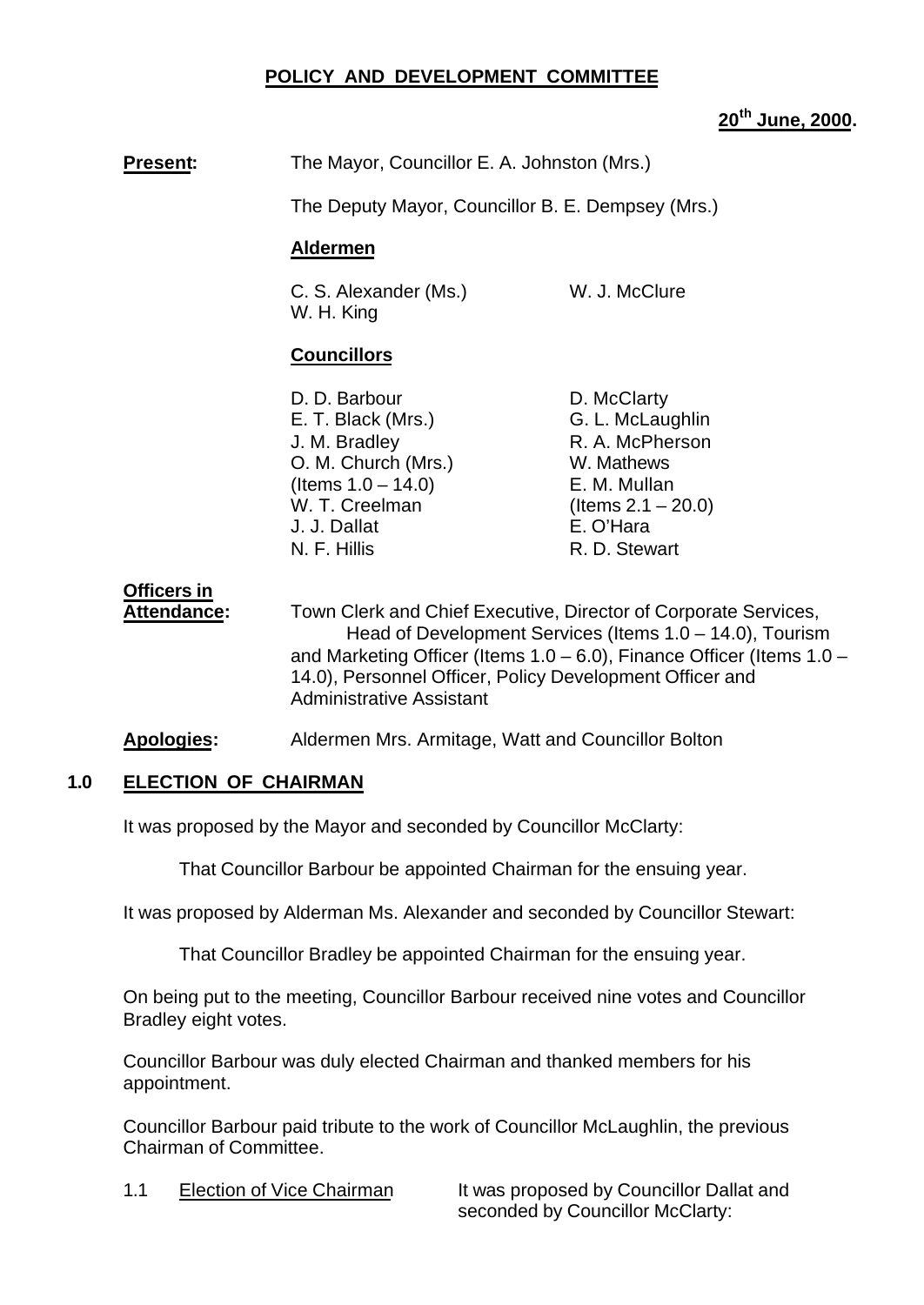# POLICY AND DEVELOPMENT COMMITTEE

**20th June, 2000.**

**Present:** The Mayor, Councillor E. A. Johnston (Mrs.)

The Deputy Mayor, Councillor B. E. Dempsey (Mrs.)

**Aldermen**

C. S. Alexander (Ms.)
W. J. McClure
W. H. King

**Councillors**

D. D. Barbour
E. T. Black (Mrs.)
J. M. Bradley
O. M. Church (Mrs.) (Items 1.0 – 14.0)
W. T. Creelman
J. J. Dallat
N. F. Hillis
D. McClarty
G. L. McLaughlin
R. A. McPherson
W. Mathews
E. M. Mullan (Items 2.1 – 20.0)
E. O'Hara
R. D. Stewart

**Officers in Attendance:** Town Clerk and Chief Executive, Director of Corporate Services, Head of Development Services (Items 1.0 – 14.0), Tourism and Marketing Officer (Items 1.0 – 6.0), Finance Officer (Items 1.0 – 14.0), Personnel Officer, Policy Development Officer and Administrative Assistant

**Apologies:** Aldermen Mrs. Armitage, Watt and Councillor Bolton

## 1.0 ELECTION OF CHAIRMAN

It was proposed by the Mayor and seconded by Councillor McClarty:

That Councillor Barbour be appointed Chairman for the ensuing year.

It was proposed by Alderman Ms. Alexander and seconded by Councillor Stewart:

That Councillor Bradley be appointed Chairman for the ensuing year.

On being put to the meeting, Councillor Barbour received nine votes and Councillor Bradley eight votes.

Councillor Barbour was duly elected Chairman and thanked members for his appointment.

Councillor Barbour paid tribute to the work of Councillor McLaughlin, the previous Chairman of Committee.

1.1 Election of Vice Chairman — It was proposed by Councillor Dallat and seconded by Councillor McClarty: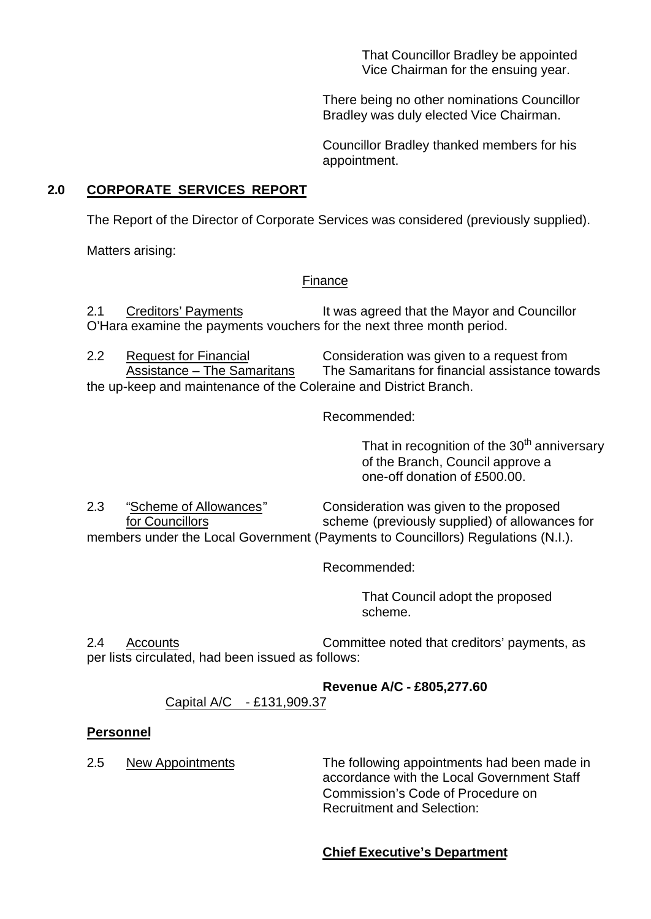That Councillor Bradley be appointed Vice Chairman for the ensuing year.

There being no other nominations Councillor Bradley was duly elected Vice Chairman.

Councillor Bradley thanked members for his appointment.

## 2.0 CORPORATE SERVICES REPORT

The Report of the Director of Corporate Services was considered (previously supplied).

Matters arising:

Finance

2.1 Creditors' Payments — It was agreed that the Mayor and Councillor O'Hara examine the payments vouchers for the next three month period.

2.2 Request for Financial Assistance – The Samaritans — Consideration was given to a request from The Samaritans for financial assistance towards the up-keep and maintenance of the Coleraine and District Branch.

Recommended:

That in recognition of the 30th anniversary of the Branch, Council approve a one-off donation of £500.00.

2.3 "Scheme of Allowances" for Councillors — Consideration was given to the proposed scheme (previously supplied) of allowances for members under the Local Government (Payments to Councillors) Regulations (N.I.).

Recommended:

That Council adopt the proposed scheme.

2.4 Accounts — Committee noted that creditors' payments, as per lists circulated, had been issued as follows:

**Revenue A/C - £805,277.60**

Capital A/C - £131,909.37

**Personnel**

2.5 New Appointments — The following appointments had been made in accordance with the Local Government Staff Commission's Code of Procedure on Recruitment and Selection:

**Chief Executive's Department**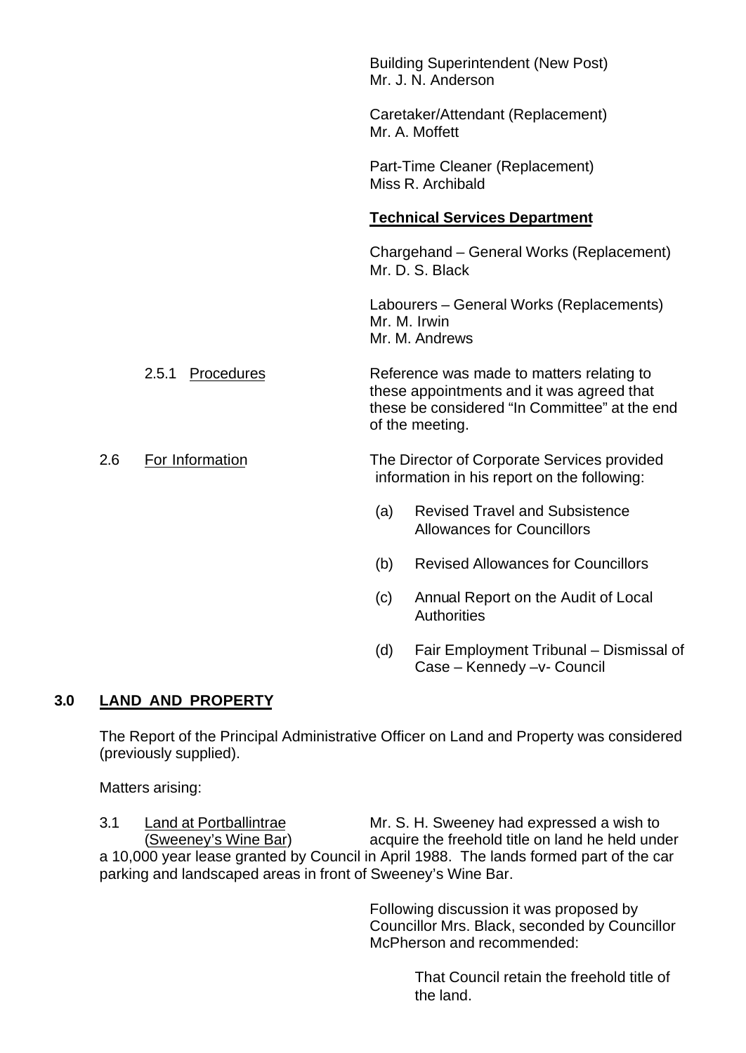Building Superintendent (New Post)
Mr. J. N. Anderson

Caretaker/Attendant (Replacement)
Mr. A. Moffett

Part-Time Cleaner (Replacement)
Miss R. Archibald

**Technical Services Department**

Chargehand – General Works (Replacement)
Mr. D. S. Black

Labourers – General Works (Replacements)
Mr. M. Irwin
Mr. M. Andrews

2.5.1 Procedures

Reference was made to matters relating to these appointments and it was agreed that these be considered "In Committee" at the end of the meeting.

2.6 For Information

The Director of Corporate Services provided information in his report on the following:

(a) Revised Travel and Subsistence Allowances for Councillors

(b) Revised Allowances for Councillors

(c) Annual Report on the Audit of Local Authorities

(d) Fair Employment Tribunal – Dismissal of Case – Kennedy –v- Council

## 3.0 LAND AND PROPERTY

The Report of the Principal Administrative Officer on Land and Property was considered (previously supplied).

Matters arising:

3.1 Land at Portballintrae (Sweeney's Wine Bar)

Mr. S. H. Sweeney had expressed a wish to acquire the freehold title on land he held under a 10,000 year lease granted by Council in April 1988. The lands formed part of the car parking and landscaped areas in front of Sweeney's Wine Bar.

Following discussion it was proposed by Councillor Mrs. Black, seconded by Councillor McPherson and recommended:

That Council retain the freehold title of the land.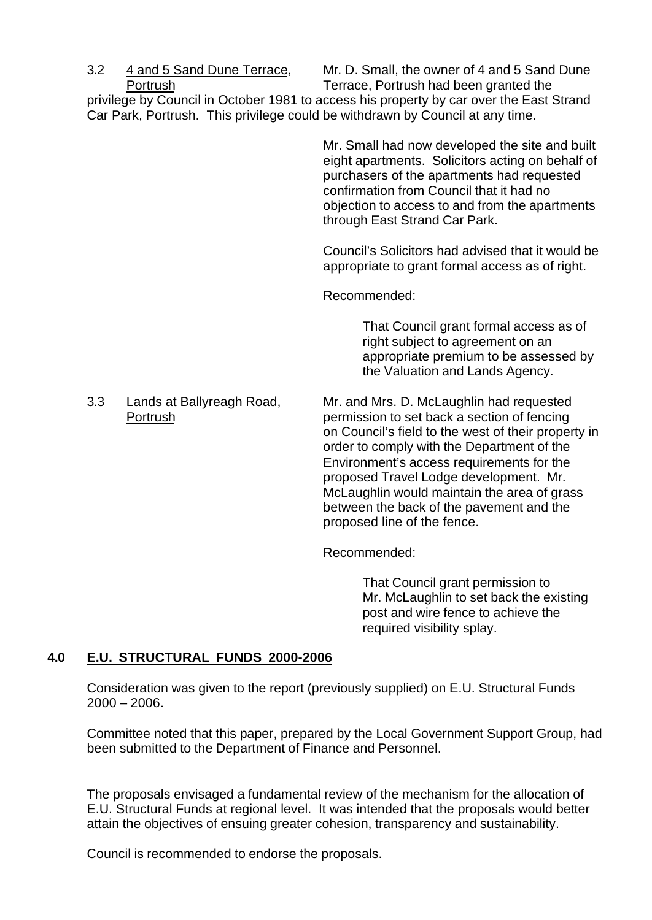3.2 4 and 5 Sand Dune Terrace, Portrush

Mr. D. Small, the owner of 4 and 5 Sand Dune Terrace, Portrush had been granted the privilege by Council in October 1981 to access his property by car over the East Strand Car Park, Portrush. This privilege could be withdrawn by Council at any time.

Mr. Small had now developed the site and built eight apartments. Solicitors acting on behalf of purchasers of the apartments had requested confirmation from Council that it had no objection to access to and from the apartments through East Strand Car Park.

Council's Solicitors had advised that it would be appropriate to grant formal access as of right.

Recommended:

> That Council grant formal access as of right subject to agreement on an appropriate premium to be assessed by the Valuation and Lands Agency.

3.3 Lands at Ballyreagh Road, Portrush

Mr. and Mrs. D. McLaughlin had requested permission to set back a section of fencing on Council's field to the west of their property in order to comply with the Department of the Environment's access requirements for the proposed Travel Lodge development. Mr. McLaughlin would maintain the area of grass between the back of the pavement and the proposed line of the fence.

Recommended:

> That Council grant permission to Mr. McLaughlin to set back the existing post and wire fence to achieve the required visibility splay.

## 4.0 E.U. STRUCTURAL FUNDS 2000-2006

Consideration was given to the report (previously supplied) on E.U. Structural Funds 2000 – 2006.

Committee noted that this paper, prepared by the Local Government Support Group, had been submitted to the Department of Finance and Personnel.

The proposals envisaged a fundamental review of the mechanism for the allocation of E.U. Structural Funds at regional level. It was intended that the proposals would better attain the objectives of ensuing greater cohesion, transparency and sustainability.

Council is recommended to endorse the proposals.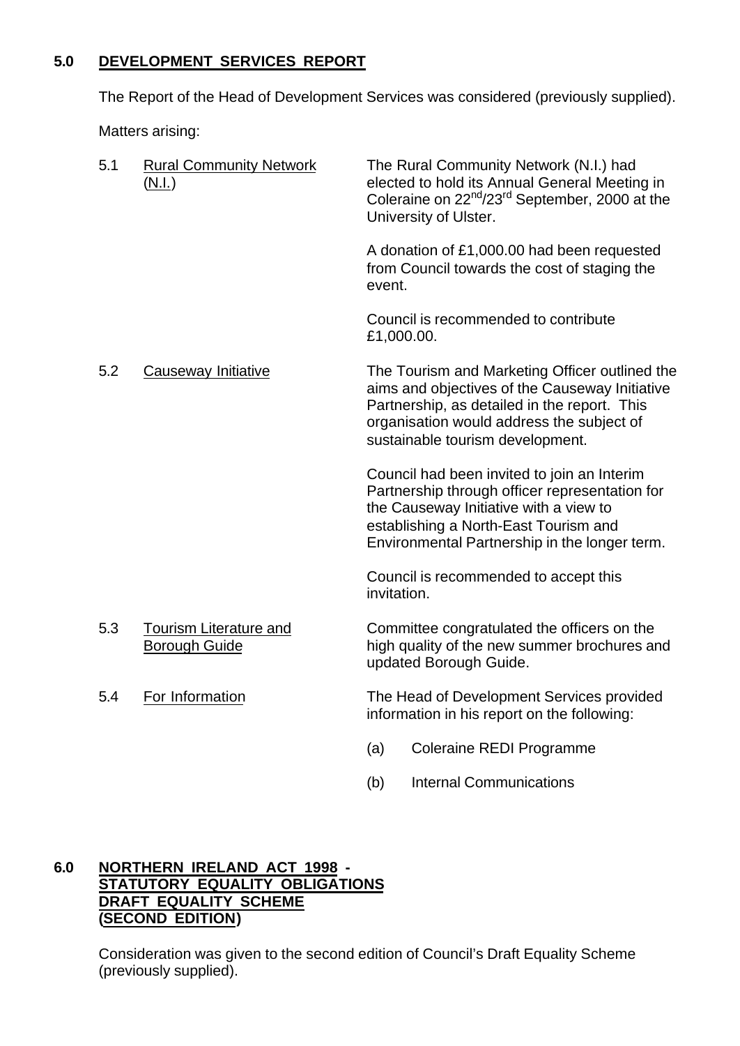## 5.0 DEVELOPMENT SERVICES REPORT

The Report of the Head of Development Services was considered (previously supplied).

Matters arising:

5.1 Rural Community Network (N.I.)

The Rural Community Network (N.I.) had elected to hold its Annual General Meeting in Coleraine on 22nd/23rd September, 2000 at the University of Ulster.

A donation of £1,000.00 had been requested from Council towards the cost of staging the event.

Council is recommended to contribute £1,000.00.

5.2 Causeway Initiative

The Tourism and Marketing Officer outlined the aims and objectives of the Causeway Initiative Partnership, as detailed in the report. This organisation would address the subject of sustainable tourism development.

Council had been invited to join an Interim Partnership through officer representation for the Causeway Initiative with a view to establishing a North-East Tourism and Environmental Partnership in the longer term.

Council is recommended to accept this invitation.

5.3 Tourism Literature and Borough Guide

Committee congratulated the officers on the high quality of the new summer brochures and updated Borough Guide.

5.4 For Information

The Head of Development Services provided information in his report on the following:

(a) Coleraine REDI Programme

(b) Internal Communications

## 6.0 NORTHERN IRELAND ACT 1998 - STATUTORY EQUALITY OBLIGATIONS DRAFT EQUALITY SCHEME (SECOND EDITION)

Consideration was given to the second edition of Council's Draft Equality Scheme (previously supplied).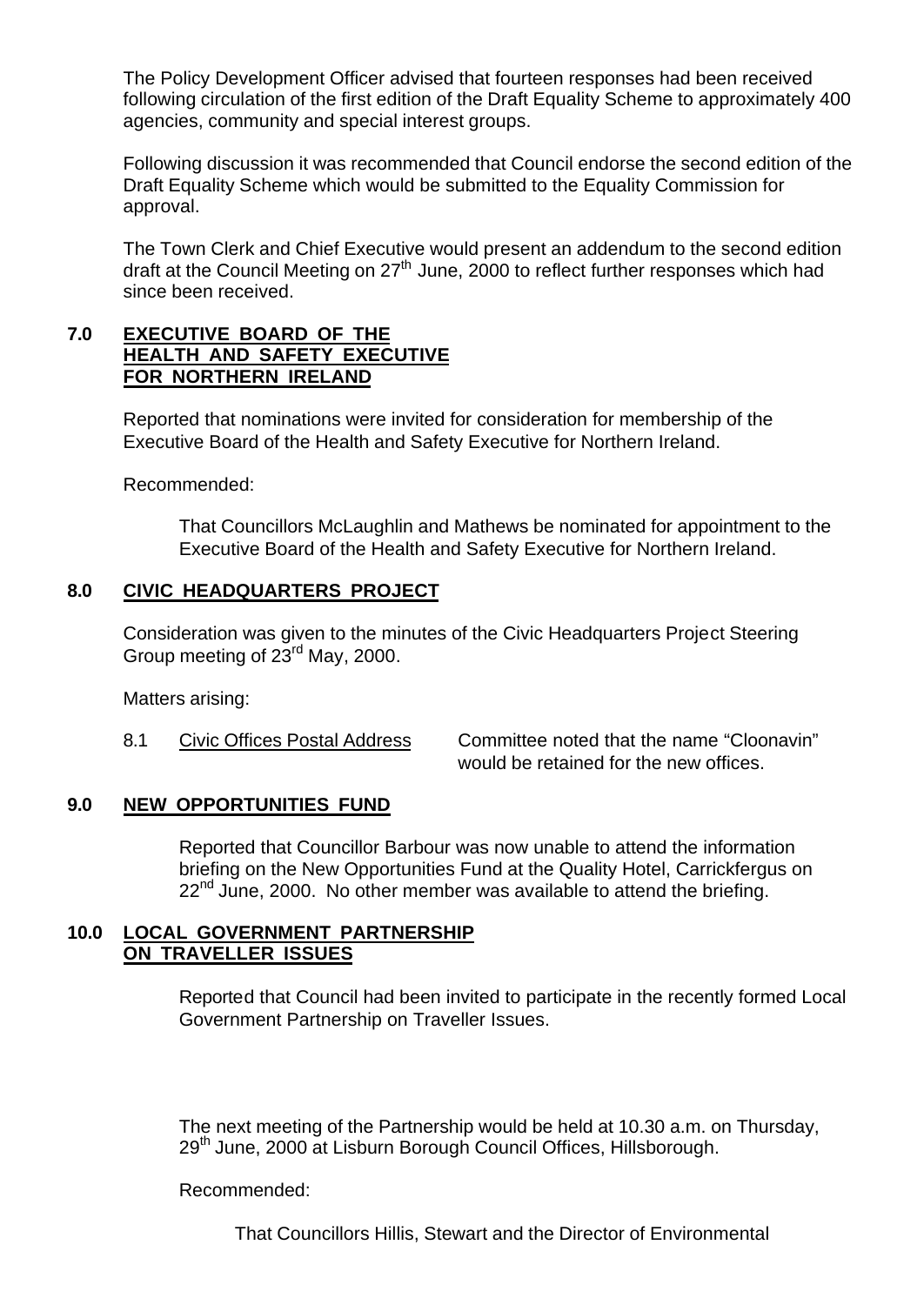The Policy Development Officer advised that fourteen responses had been received following circulation of the first edition of the Draft Equality Scheme to approximately 400 agencies, community and special interest groups.

Following discussion it was recommended that Council endorse the second edition of the Draft Equality Scheme which would be submitted to the Equality Commission for approval.

The Town Clerk and Chief Executive would present an addendum to the second edition draft at the Council Meeting on 27th June, 2000 to reflect further responses which had since been received.

## 7.0 EXECUTIVE BOARD OF THE HEALTH AND SAFETY EXECUTIVE FOR NORTHERN IRELAND

Reported that nominations were invited for consideration for membership of the Executive Board of the Health and Safety Executive for Northern Ireland.

Recommended:

That Councillors McLaughlin and Mathews be nominated for appointment to the Executive Board of the Health and Safety Executive for Northern Ireland.

## 8.0 CIVIC HEADQUARTERS PROJECT

Consideration was given to the minutes of the Civic Headquarters Project Steering Group meeting of 23rd May, 2000.

Matters arising:

8.1 Civic Offices Postal Address — Committee noted that the name "Cloonavin" would be retained for the new offices.

## 9.0 NEW OPPORTUNITIES FUND

Reported that Councillor Barbour was now unable to attend the information briefing on the New Opportunities Fund at the Quality Hotel, Carrickfergus on 22nd June, 2000. No other member was available to attend the briefing.

## 10.0 LOCAL GOVERNMENT PARTNERSHIP ON TRAVELLER ISSUES

Reported that Council had been invited to participate in the recently formed Local Government Partnership on Traveller Issues.

The next meeting of the Partnership would be held at 10.30 a.m. on Thursday, 29th June, 2000 at Lisburn Borough Council Offices, Hillsborough.

Recommended:

That Councillors Hillis, Stewart and the Director of Environmental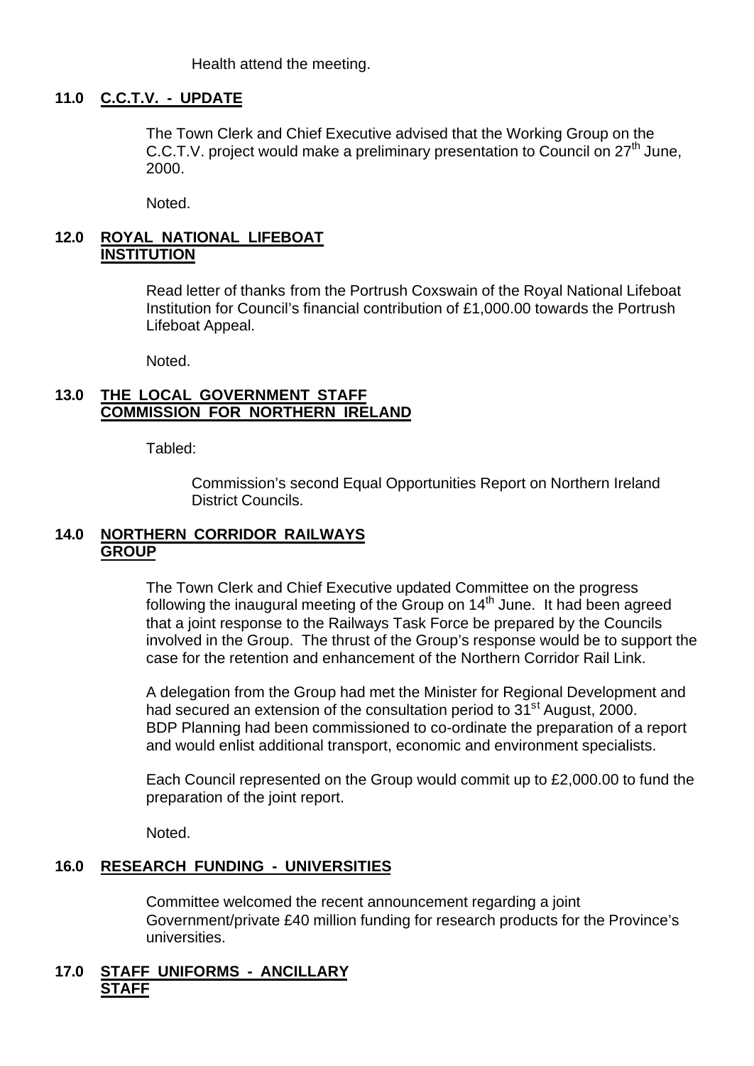Health attend the meeting.

## 11.0 C.C.T.V. - UPDATE

The Town Clerk and Chief Executive advised that the Working Group on the C.C.T.V. project would make a preliminary presentation to Council on 27th June, 2000.

Noted.

## 12.0 ROYAL NATIONAL LIFEBOAT INSTITUTION

Read letter of thanks from the Portrush Coxswain of the Royal National Lifeboat Institution for Council's financial contribution of £1,000.00 towards the Portrush Lifeboat Appeal.

Noted.

## 13.0 THE LOCAL GOVERNMENT STAFF COMMISSION FOR NORTHERN IRELAND

Tabled:

Commission's second Equal Opportunities Report on Northern Ireland District Councils.

## 14.0 NORTHERN CORRIDOR RAILWAYS GROUP

The Town Clerk and Chief Executive updated Committee on the progress following the inaugural meeting of the Group on 14th June. It had been agreed that a joint response to the Railways Task Force be prepared by the Councils involved in the Group. The thrust of the Group's response would be to support the case for the retention and enhancement of the Northern Corridor Rail Link.

A delegation from the Group had met the Minister for Regional Development and had secured an extension of the consultation period to 31st August, 2000. BDP Planning had been commissioned to co-ordinate the preparation of a report and would enlist additional transport, economic and environment specialists.

Each Council represented on the Group would commit up to £2,000.00 to fund the preparation of the joint report.

Noted.

## 16.0 RESEARCH FUNDING - UNIVERSITIES

Committee welcomed the recent announcement regarding a joint Government/private £40 million funding for research products for the Province's universities.

## 17.0 STAFF UNIFORMS - ANCILLARY STAFF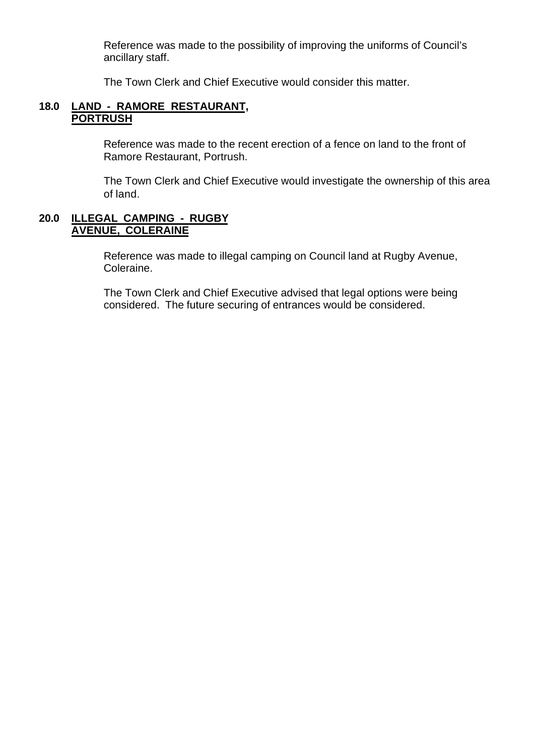Reference was made to the possibility of improving the uniforms of Council's ancillary staff.

The Town Clerk and Chief Executive would consider this matter.

### 18.0 LAND - RAMORE RESTAURANT, PORTRUSH

Reference was made to the recent erection of a fence on land to the front of Ramore Restaurant, Portrush.

The Town Clerk and Chief Executive would investigate the ownership of this area of land.

### 20.0 ILLEGAL CAMPING - RUGBY AVENUE, COLERAINE

Reference was made to illegal camping on Council land at Rugby Avenue, Coleraine.

The Town Clerk and Chief Executive advised that legal options were being considered. The future securing of entrances would be considered.